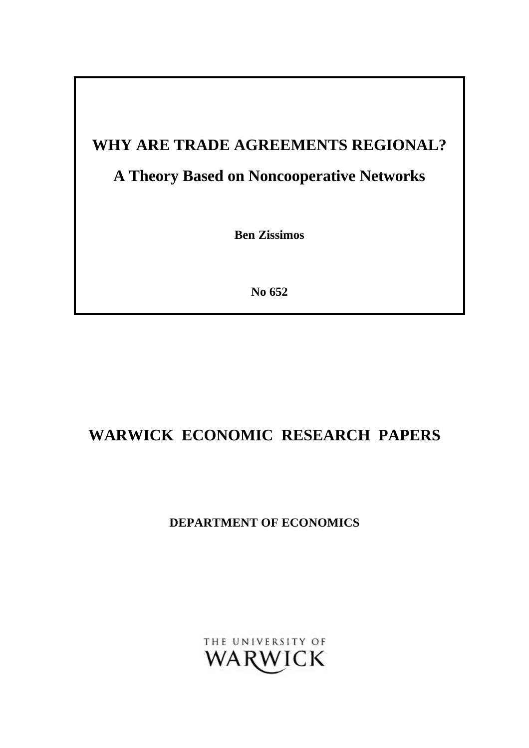# WHY ARE TRADE AGREEMENTS REGIONAL?

## A Theory Based on Noncooperative Networks

**Ben Zissimos**

**No 652**

# WARWICK ECONOMIC RESEARCH PAPERS

**DEPARTMENT OF ECONOMICS**

THE UNIVERSITY OF WARWICK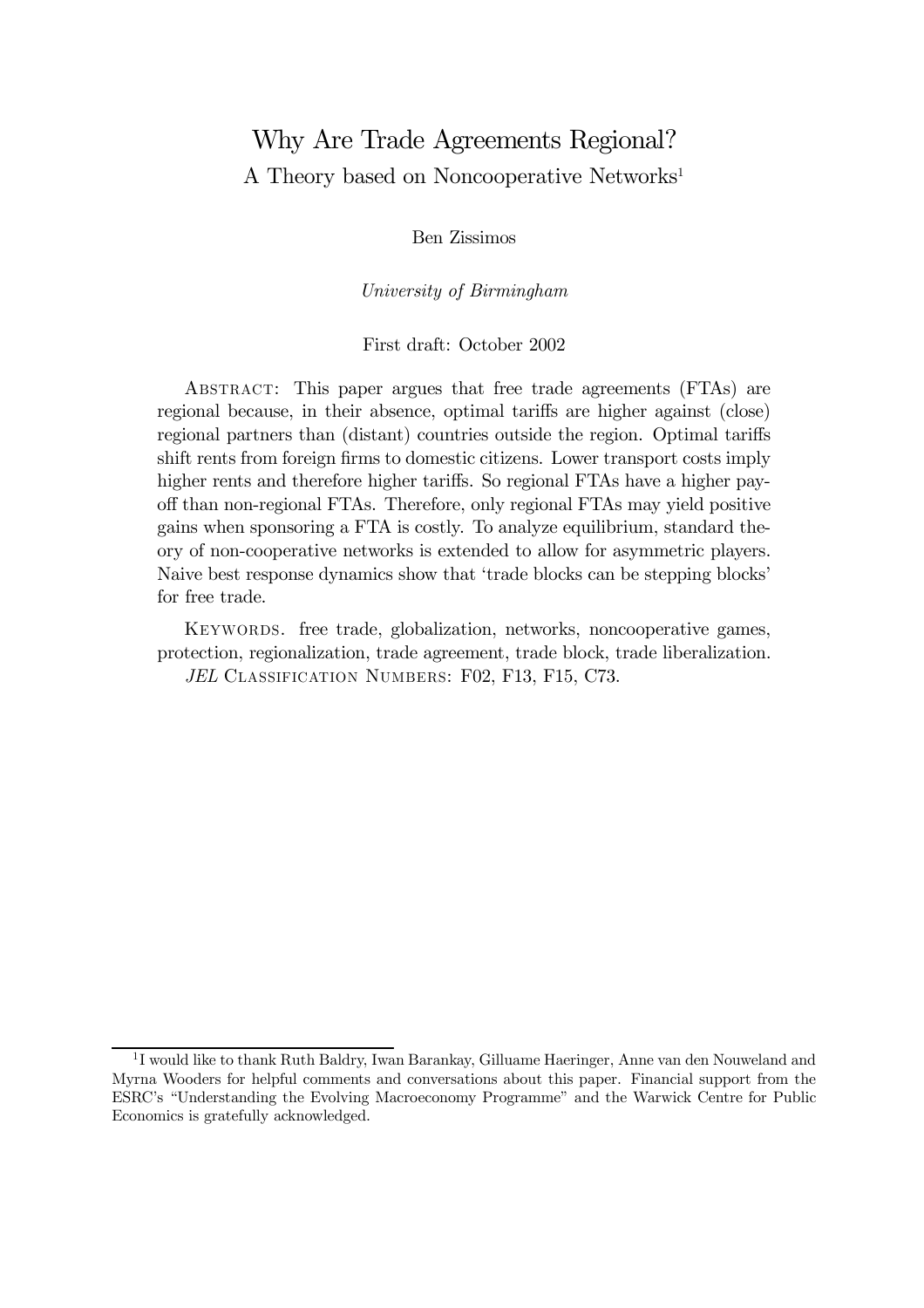# Why Are Trade Agreements Regional?

## A Theory based on Noncooperative Networks[1]

Ben Zissimos

*University of Birmingham*

First draft: October 2002

ABSTRACT: This paper argues that free trade agreements (FTAs) are regional because, in their absence, optimal tariffs are higher against (close) regional partners than (distant) countries outside the region. Optimal tariffs shift rents from foreign firms to domestic citizens. Lower transport costs imply higher rents and therefore higher tariffs. So regional FTAs have a higher payoff than non-regional FTAs. Therefore, only regional FTAs may yield positive gains when sponsoring a FTA is costly. To analyze equilibrium, standard theory of non-cooperative networks is extended to allow for asymmetric players. Naive best response dynamics show that 'trade blocks can be stepping blocks' for free trade.

KEYWORDS. free trade, globalization, networks, noncooperative games, protection, regionalization, trade agreement, trade block, trade liberalization.

*JEL* CLASSIFICATION NUMBERS: F02, F13, F15, C73.

---

[1] I would like to thank Ruth Baldry, Iwan Barankay, Gilluame Haeringer, Anne van den Nouweland and Myrna Wooders for helpful comments and conversations about this paper. Financial support from the ESRC's "Understanding the Evolving Macroeconomy Programme" and the Warwick Centre for Public Economics is gratefully acknowledged.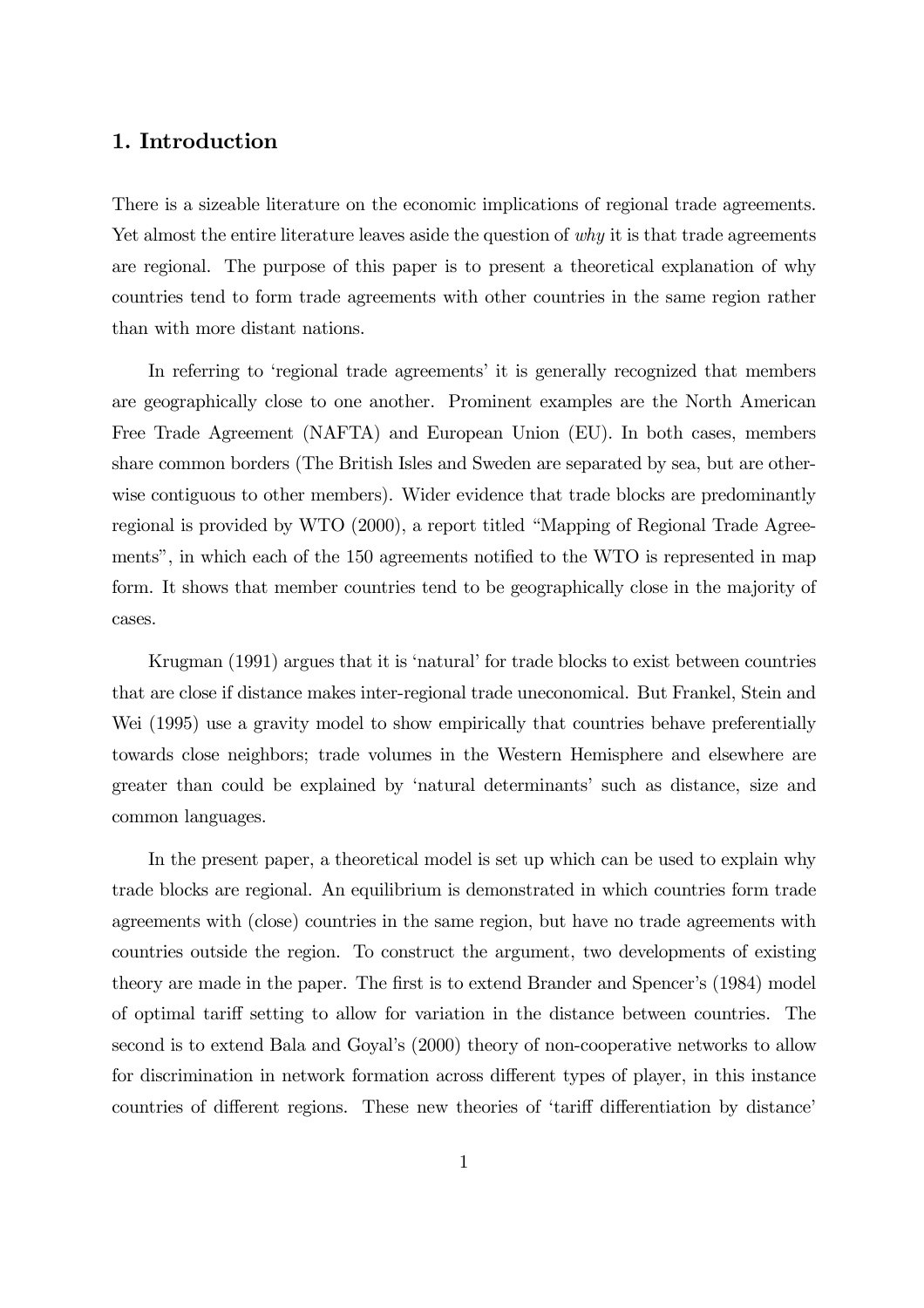## 1. Introduction

There is a sizeable literature on the economic implications of regional trade agreements. Yet almost the entire literature leaves aside the question of *why* it is that trade agreements are regional. The purpose of this paper is to present a theoretical explanation of why countries tend to form trade agreements with other countries in the same region rather than with more distant nations.

In referring to 'regional trade agreements' it is generally recognized that members are geographically close to one another. Prominent examples are the North American Free Trade Agreement (NAFTA) and European Union (EU). In both cases, members share common borders (The British Isles and Sweden are separated by sea, but are otherwise contiguous to other members). Wider evidence that trade blocks are predominantly regional is provided by WTO (2000), a report titled "Mapping of Regional Trade Agreements", in which each of the 150 agreements notified to the WTO is represented in map form. It shows that member countries tend to be geographically close in the majority of cases.

Krugman (1991) argues that it is 'natural' for trade blocks to exist between countries that are close if distance makes inter-regional trade uneconomical. But Frankel, Stein and Wei (1995) use a gravity model to show empirically that countries behave preferentially towards close neighbors; trade volumes in the Western Hemisphere and elsewhere are greater than could be explained by 'natural determinants' such as distance, size and common languages.

In the present paper, a theoretical model is set up which can be used to explain why trade blocks are regional. An equilibrium is demonstrated in which countries form trade agreements with (close) countries in the same region, but have no trade agreements with countries outside the region. To construct the argument, two developments of existing theory are made in the paper. The first is to extend Brander and Spencer's (1984) model of optimal tariff setting to allow for variation in the distance between countries. The second is to extend Bala and Goyal's (2000) theory of non-cooperative networks to allow for discrimination in network formation across different types of player, in this instance countries of different regions. These new theories of 'tariff differentiation by distance'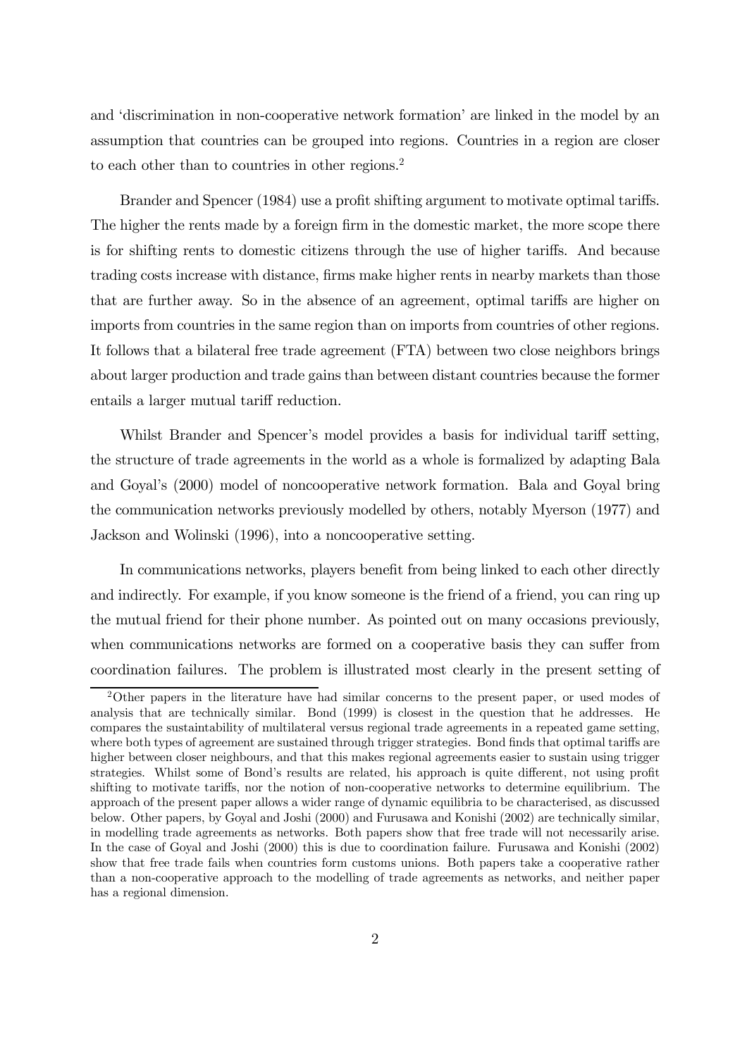and 'discrimination in non-cooperative network formation' are linked in the model by an assumption that countries can be grouped into regions. Countries in a region are closer to each other than to countries in other regions.[2]

Brander and Spencer (1984) use a profit shifting argument to motivate optimal tariffs. The higher the rents made by a foreign firm in the domestic market, the more scope there is for shifting rents to domestic citizens through the use of higher tariffs. And because trading costs increase with distance, firms make higher rents in nearby markets than those that are further away. So in the absence of an agreement, optimal tariffs are higher on imports from countries in the same region than on imports from countries of other regions. It follows that a bilateral free trade agreement (FTA) between two close neighbors brings about larger production and trade gains than between distant countries because the former entails a larger mutual tariff reduction.

Whilst Brander and Spencer's model provides a basis for individual tariff setting, the structure of trade agreements in the world as a whole is formalized by adapting Bala and Goyal's (2000) model of noncooperative network formation. Bala and Goyal bring the communication networks previously modelled by others, notably Myerson (1977) and Jackson and Wolinski (1996), into a noncooperative setting.

In communications networks, players benefit from being linked to each other directly and indirectly. For example, if you know someone is the friend of a friend, you can ring up the mutual friend for their phone number. As pointed out on many occasions previously, when communications networks are formed on a cooperative basis they can suffer from coordination failures. The problem is illustrated most clearly in the present setting of

[2] Other papers in the literature have had similar concerns to the present paper, or used modes of analysis that are technically similar. Bond (1999) is closest in the question that he addresses. He compares the sustaintability of multilateral versus regional trade agreements in a repeated game setting, where both types of agreement are sustained through trigger strategies. Bond finds that optimal tariffs are higher between closer neighbours, and that this makes regional agreements easier to sustain using trigger strategies. Whilst some of Bond's results are related, his approach is quite different, not using profit shifting to motivate tariffs, nor the notion of non-cooperative networks to determine equilibrium. The approach of the present paper allows a wider range of dynamic equilibria to be characterised, as discussed below. Other papers, by Goyal and Joshi (2000) and Furusawa and Konishi (2002) are technically similar, in modelling trade agreements as networks. Both papers show that free trade will not necessarily arise. In the case of Goyal and Joshi (2000) this is due to coordination failure. Furusawa and Konishi (2002) show that free trade fails when countries form customs unions. Both papers take a cooperative rather than a non-cooperative approach to the modelling of trade agreements as networks, and neither paper has a regional dimension.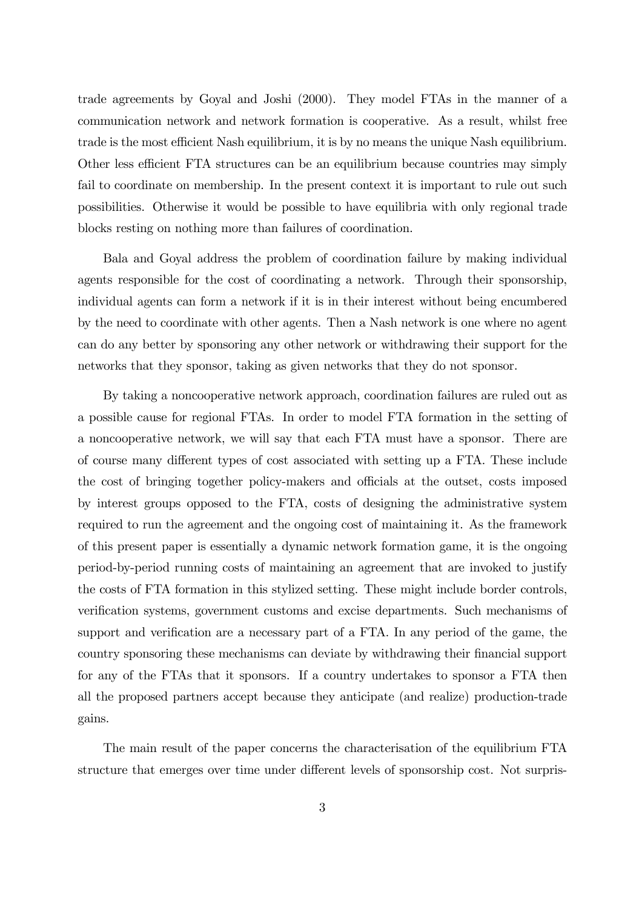trade agreements by Goyal and Joshi (2000). They model FTAs in the manner of a communication network and network formation is cooperative. As a result, whilst free trade is the most efficient Nash equilibrium, it is by no means the unique Nash equilibrium. Other less efficient FTA structures can be an equilibrium because countries may simply fail to coordinate on membership. In the present context it is important to rule out such possibilities. Otherwise it would be possible to have equilibria with only regional trade blocks resting on nothing more than failures of coordination.

Bala and Goyal address the problem of coordination failure by making individual agents responsible for the cost of coordinating a network. Through their sponsorship, individual agents can form a network if it is in their interest without being encumbered by the need to coordinate with other agents. Then a Nash network is one where no agent can do any better by sponsoring any other network or withdrawing their support for the networks that they sponsor, taking as given networks that they do not sponsor.

By taking a noncooperative network approach, coordination failures are ruled out as a possible cause for regional FTAs. In order to model FTA formation in the setting of a noncooperative network, we will say that each FTA must have a sponsor. There are of course many different types of cost associated with setting up a FTA. These include the cost of bringing together policy-makers and officials at the outset, costs imposed by interest groups opposed to the FTA, costs of designing the administrative system required to run the agreement and the ongoing cost of maintaining it. As the framework of this present paper is essentially a dynamic network formation game, it is the ongoing period-by-period running costs of maintaining an agreement that are invoked to justify the costs of FTA formation in this stylized setting. These might include border controls, verification systems, government customs and excise departments. Such mechanisms of support and verification are a necessary part of a FTA. In any period of the game, the country sponsoring these mechanisms can deviate by withdrawing their financial support for any of the FTAs that it sponsors. If a country undertakes to sponsor a FTA then all the proposed partners accept because they anticipate (and realize) production-trade gains.

The main result of the paper concerns the characterisation of the equilibrium FTA structure that emerges over time under different levels of sponsorship cost. Not surpris-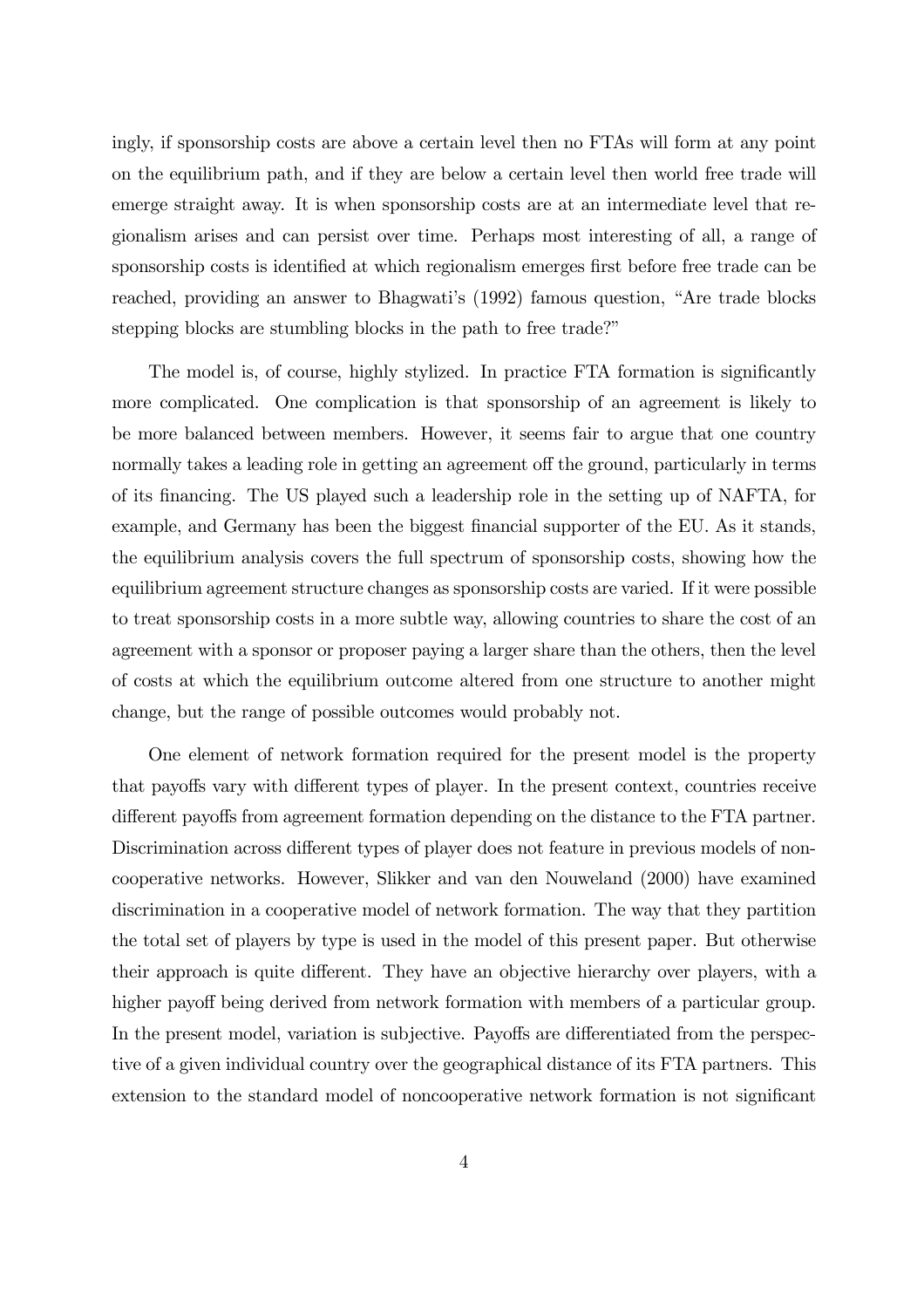ingly, if sponsorship costs are above a certain level then no FTAs will form at any point on the equilibrium path, and if they are below a certain level then world free trade will emerge straight away. It is when sponsorship costs are at an intermediate level that regionalism arises and can persist over time. Perhaps most interesting of all, a range of sponsorship costs is identified at which regionalism emerges first before free trade can be reached, providing an answer to Bhagwati's (1992) famous question, "Are trade blocks stepping blocks are stumbling blocks in the path to free trade?"

The model is, of course, highly stylized. In practice FTA formation is significantly more complicated. One complication is that sponsorship of an agreement is likely to be more balanced between members. However, it seems fair to argue that one country normally takes a leading role in getting an agreement off the ground, particularly in terms of its financing. The US played such a leadership role in the setting up of NAFTA, for example, and Germany has been the biggest financial supporter of the EU. As it stands, the equilibrium analysis covers the full spectrum of sponsorship costs, showing how the equilibrium agreement structure changes as sponsorship costs are varied. If it were possible to treat sponsorship costs in a more subtle way, allowing countries to share the cost of an agreement with a sponsor or proposer paying a larger share than the others, then the level of costs at which the equilibrium outcome altered from one structure to another might change, but the range of possible outcomes would probably not.

One element of network formation required for the present model is the property that payoffs vary with different types of player. In the present context, countries receive different payoffs from agreement formation depending on the distance to the FTA partner. Discrimination across different types of player does not feature in previous models of noncooperative networks. However, Slikker and van den Nouweland (2000) have examined discrimination in a cooperative model of network formation. The way that they partition the total set of players by type is used in the model of this present paper. But otherwise their approach is quite different. They have an objective hierarchy over players, with a higher payoff being derived from network formation with members of a particular group. In the present model, variation is subjective. Payoffs are differentiated from the perspective of a given individual country over the geographical distance of its FTA partners. This extension to the standard model of noncooperative network formation is not significant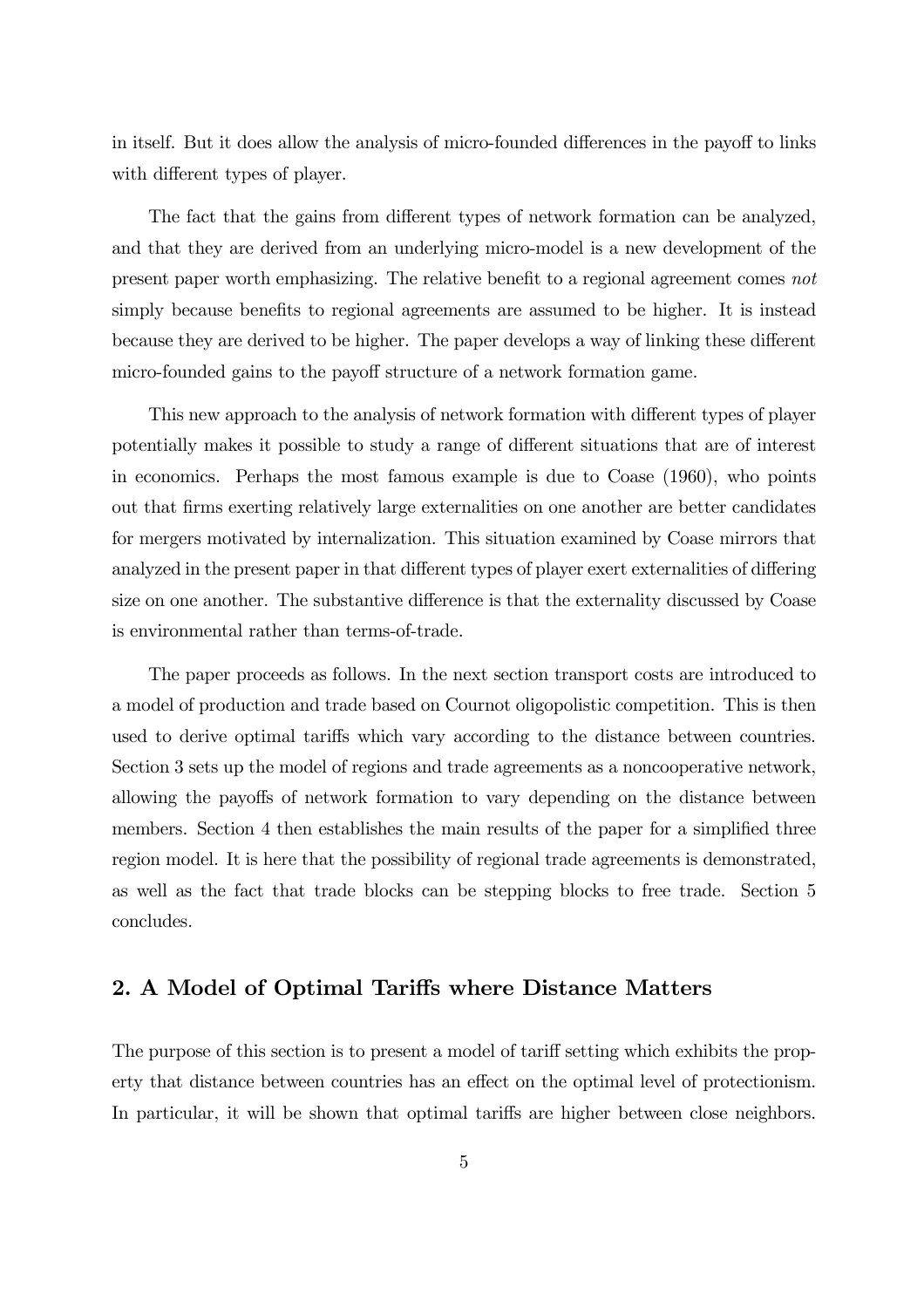in itself. But it does allow the analysis of micro-founded differences in the payoff to links with different types of player.

The fact that the gains from different types of network formation can be analyzed, and that they are derived from an underlying micro-model is a new development of the present paper worth emphasizing. The relative benefit to a regional agreement comes *not* simply because benefits to regional agreements are assumed to be higher. It is instead because they are derived to be higher. The paper develops a way of linking these different micro-founded gains to the payoff structure of a network formation game.

This new approach to the analysis of network formation with different types of player potentially makes it possible to study a range of different situations that are of interest in economics. Perhaps the most famous example is due to Coase (1960), who points out that firms exerting relatively large externalities on one another are better candidates for mergers motivated by internalization. This situation examined by Coase mirrors that analyzed in the present paper in that different types of player exert externalities of differing size on one another. The substantive difference is that the externality discussed by Coase is environmental rather than terms-of-trade.

The paper proceeds as follows. In the next section transport costs are introduced to a model of production and trade based on Cournot oligopolistic competition. This is then used to derive optimal tariffs which vary according to the distance between countries. Section 3 sets up the model of regions and trade agreements as a noncooperative network, allowing the payoffs of network formation to vary depending on the distance between members. Section 4 then establishes the main results of the paper for a simplified three region model. It is here that the possibility of regional trade agreements is demonstrated, as well as the fact that trade blocks can be stepping blocks to free trade. Section 5 concludes.

## 2. A Model of Optimal Tariffs where Distance Matters

The purpose of this section is to present a model of tariff setting which exhibits the property that distance between countries has an effect on the optimal level of protectionism. In particular, it will be shown that optimal tariffs are higher between close neighbors.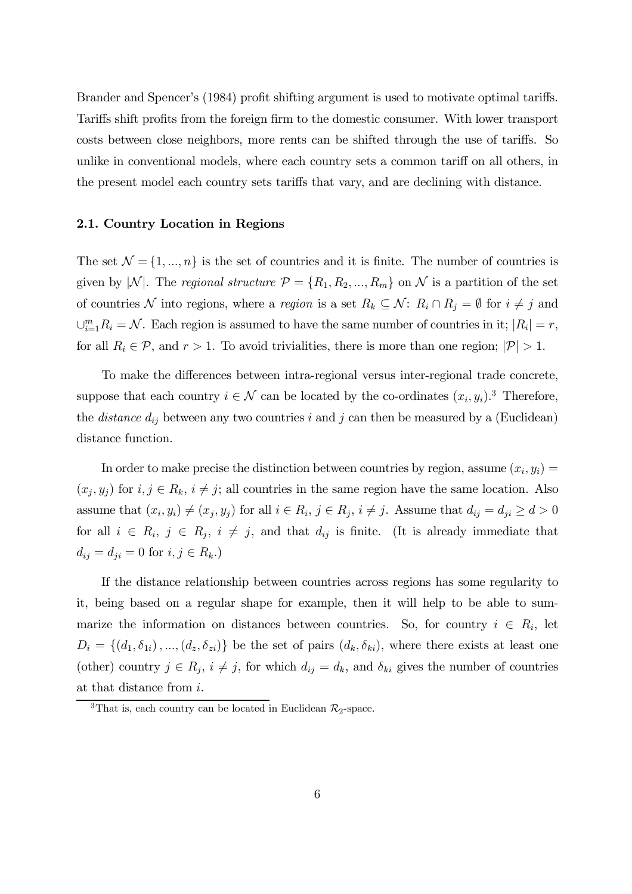Brander and Spencer's (1984) profit shifting argument is used to motivate optimal tariffs. Tariffs shift profits from the foreign firm to the domestic consumer. With lower transport costs between close neighbors, more rents can be shifted through the use of tariffs. So unlike in conventional models, where each country sets a common tariff on all others, in the present model each country sets tariffs that vary, and are declining with distance.

### 2.1. Country Location in Regions

The set $\mathcal{N} = \{1, ..., n\}$ is the set of countries and it is finite. The number of countries is given by $|\mathcal{N}|$. The *regional structure* $\mathcal{P} = \{R_1, R_2, ..., R_m\}$ on $\mathcal{N}$ is a partition of the set of countries $\mathcal{N}$ into regions, where a *region* is a set $R_k \subseteq \mathcal{N}$: $R_i \cap R_j = \emptyset$ for $i \neq j$ and $\cup_{i=1}^{m} R_i = \mathcal{N}$. Each region is assumed to have the same number of countries in it; $|R_i| = r$, for all $R_i \in \mathcal{P}$, and $r > 1$. To avoid trivialities, there is more than one region; $|\mathcal{P}| > 1$.

To make the differences between intra-regional versus inter-regional trade concrete, suppose that each country $i \in \mathcal{N}$ can be located by the co-ordinates $(x_i, y_i)$.[3] Therefore, the *distance* $d_{ij}$ between any two countries $i$ and $j$ can then be measured by a (Euclidean) distance function.

In order to make precise the distinction between countries by region, assume $(x_i, y_i) = (x_j, y_j)$ for $i, j \in R_k$, $i \neq j$; all countries in the same region have the same location. Also assume that $(x_i, y_i) \neq (x_j, y_j)$ for all $i \in R_i$, $j \in R_j$, $i \neq j$. Assume that $d_{ij} = d_{ji} \geq d > 0$ for all $i \in R_i$, $j \in R_j$, $i \neq j$, and that $d_{ij}$ is finite. (It is already immediate that $d_{ij} = d_{ji} = 0$ for $i, j \in R_k$.)

If the distance relationship between countries across regions has some regularity to it, being based on a regular shape for example, then it will help to be able to summarize the information on distances between countries. So, for country $i \in R_i$, let $D_i = \{(d_1, \delta_{1i}), ..., (d_z, \delta_{zi})\}$ be the set of pairs $(d_k, \delta_{ki})$, where there exists at least one (other) country $j \in R_j$, $i \neq j$, for which $d_{ij} = d_k$, and $\delta_{ki}$ gives the number of countries at that distance from $i$.

[3] That is, each country can be located in Euclidean $\mathcal{R}_2$-space.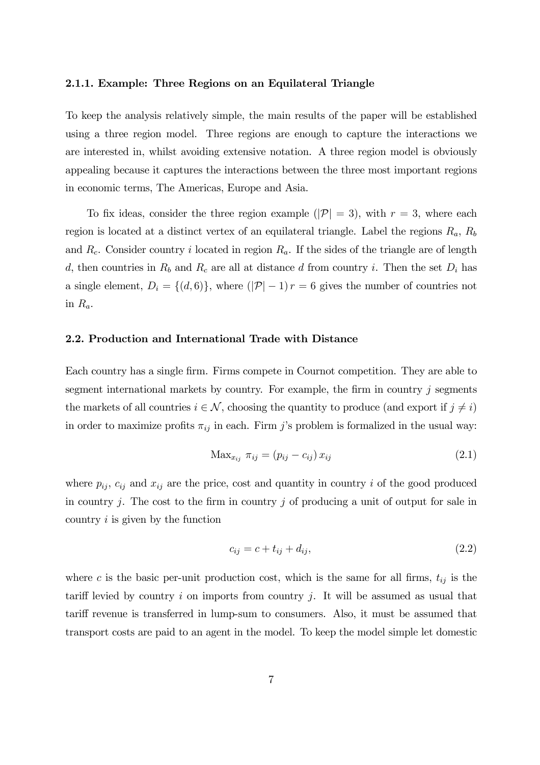#### 2.1.1. Example: Three Regions on an Equilateral Triangle

To keep the analysis relatively simple, the main results of the paper will be established using a three region model. Three regions are enough to capture the interactions we are interested in, whilst avoiding extensive notation. A three region model is obviously appealing because it captures the interactions between the three most important regions in economic terms, The Americas, Europe and Asia.

To fix ideas, consider the three region example ($|\mathcal{P}| = 3$), with $r = 3$, where each region is located at a distinct vertex of an equilateral triangle. Label the regions $R_a$, $R_b$ and $R_c$. Consider country $i$ located in region $R_a$. If the sides of the triangle are of length $d$, then countries in $R_b$ and $R_c$ are all at distance $d$ from country $i$. Then the set $D_i$ has a single element, $D_i = \{(d, 6)\}$, where $(|\mathcal{P}| - 1) r = 6$ gives the number of countries not in $R_a$.

### 2.2. Production and International Trade with Distance

Each country has a single firm. Firms compete in Cournot competition. They are able to segment international markets by country. For example, the firm in country $j$ segments the markets of all countries $i \in \mathcal{N}$, choosing the quantity to produce (and export if $j \neq i$) in order to maximize profits $\pi_{ij}$ in each. Firm $j$'s problem is formalized in the usual way:

$$\text{Max}_{x_{ij}} \ \pi_{ij} = (p_{ij} - c_{ij})\, x_{ij} \tag{2.1}$$

where $p_{ij}$, $c_{ij}$ and $x_{ij}$ are the price, cost and quantity in country $i$ of the good produced in country $j$. The cost to the firm in country $j$ of producing a unit of output for sale in country $i$ is given by the function

$$c_{ij} = c + t_{ij} + d_{ij}, \tag{2.2}$$

where $c$ is the basic per-unit production cost, which is the same for all firms, $t_{ij}$ is the tariff levied by country $i$ on imports from country $j$. It will be assumed as usual that tariff revenue is transferred in lump-sum to consumers. Also, it must be assumed that transport costs are paid to an agent in the model. To keep the model simple let domestic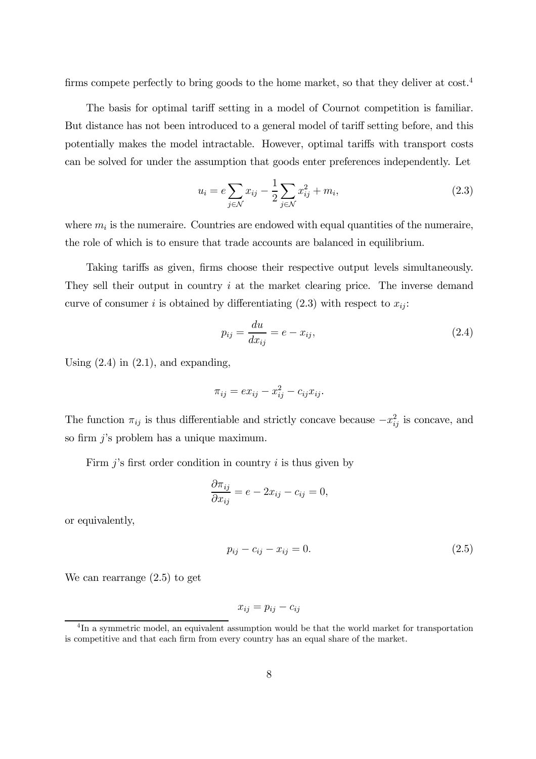firms compete perfectly to bring goods to the home market, so that they deliver at cost.[4]

The basis for optimal tariff setting in a model of Cournot competition is familiar. But distance has not been introduced to a general model of tariff setting before, and this potentially makes the model intractable. However, optimal tariffs with transport costs can be solved for under the assumption that goods enter preferences independently. Let

$$u_i = e \sum_{j \in \mathcal{N}} x_{ij} - \frac{1}{2} \sum_{j \in \mathcal{N}} x_{ij}^2 + m_i, \tag{2.3}$$

where $m_i$ is the numeraire. Countries are endowed with equal quantities of the numeraire, the role of which is to ensure that trade accounts are balanced in equilibrium.

Taking tariffs as given, firms choose their respective output levels simultaneously. They sell their output in country $i$ at the market clearing price. The inverse demand curve of consumer $i$ is obtained by differentiating (2.3) with respect to $x_{ij}$:

$$p_{ij} = \frac{du}{dx_{ij}} = e - x_{ij}, \tag{2.4}$$

Using (2.4) in (2.1), and expanding,

$$\pi_{ij} = e x_{ij} - x_{ij}^2 - c_{ij} x_{ij}.$$

The function $\pi_{ij}$ is thus differentiable and strictly concave because $-x_{ij}^2$ is concave, and so firm $j$'s problem has a unique maximum.

Firm $j$'s first order condition in country $i$ is thus given by

$$\frac{\partial \pi_{ij}}{\partial x_{ij}} = e - 2x_{ij} - c_{ij} = 0,$$

or equivalently,

$$p_{ij} - c_{ij} - x_{ij} = 0. \tag{2.5}$$

We can rearrange (2.5) to get

$$x_{ij} = p_{ij} - c_{ij}$$

[4] In a symmetric model, an equivalent assumption would be that the world market for transportation is competitive and that each firm from every country has an equal share of the market.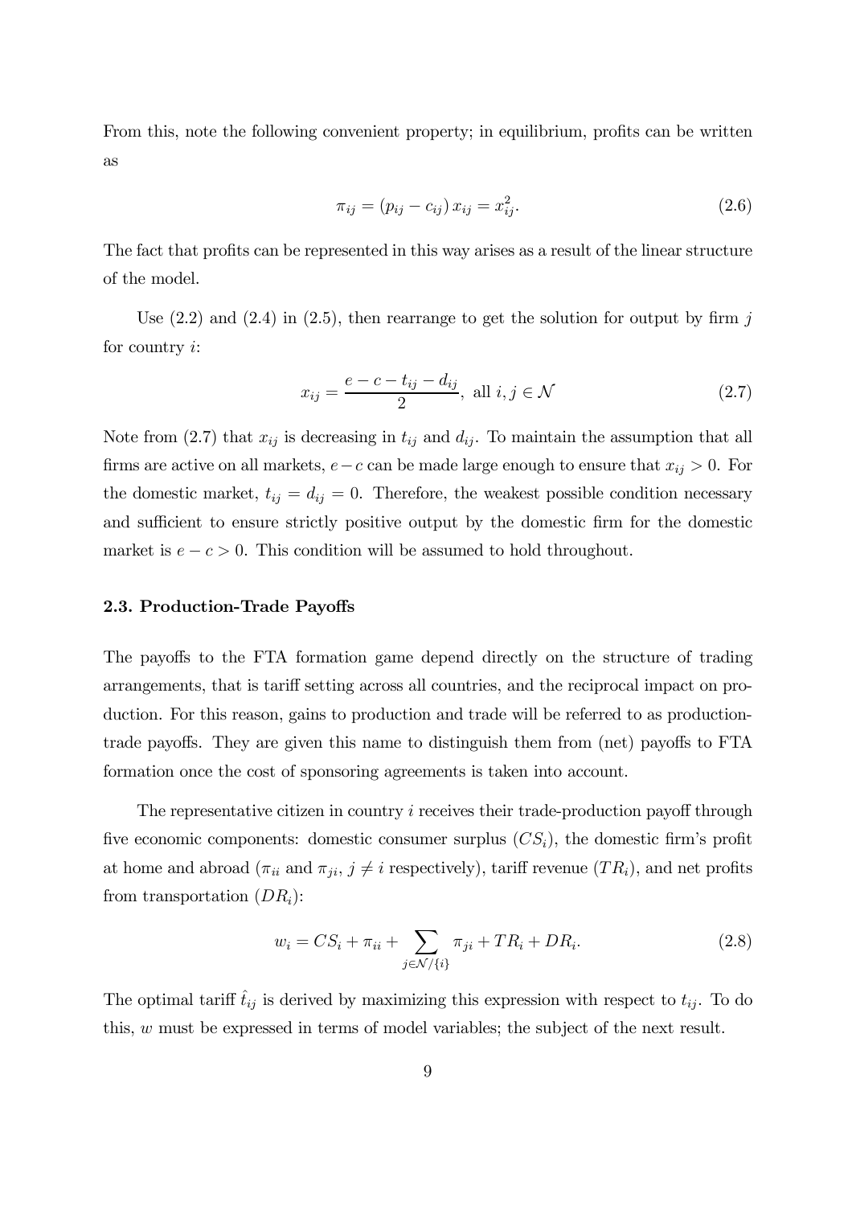From this, note the following convenient property; in equilibrium, profits can be written as

$$\pi_{ij} = (p_{ij} - c_{ij}) x_{ij} = x_{ij}^2. \tag{2.6}$$

The fact that profits can be represented in this way arises as a result of the linear structure of the model.

Use (2.2) and (2.4) in (2.5), then rearrange to get the solution for output by firm $j$ for country $i$:

$$x_{ij} = \frac{e - c - t_{ij} - d_{ij}}{2}, \text{ all } i, j \in \mathcal{N} \tag{2.7}$$

Note from (2.7) that $x_{ij}$ is decreasing in $t_{ij}$ and $d_{ij}$. To maintain the assumption that all firms are active on all markets, $e - c$ can be made large enough to ensure that $x_{ij} > 0$. For the domestic market, $t_{ij} = d_{ij} = 0$. Therefore, the weakest possible condition necessary and sufficient to ensure strictly positive output by the domestic firm for the domestic market is $e - c > 0$. This condition will be assumed to hold throughout.

### 2.3. Production-Trade Payoffs

The payoffs to the FTA formation game depend directly on the structure of trading arrangements, that is tariff setting across all countries, and the reciprocal impact on production. For this reason, gains to production and trade will be referred to as production-trade payoffs. They are given this name to distinguish them from (net) payoffs to FTA formation once the cost of sponsoring agreements is taken into account.

The representative citizen in country $i$ receives their trade-production payoff through five economic components: domestic consumer surplus ($CS_i$), the domestic firm's profit at home and abroad ($\pi_{ii}$ and $\pi_{ji}$, $j \neq i$ respectively), tariff revenue ($TR_i$), and net profits from transportation ($DR_i$):

$$w_i = CS_i + \pi_{ii} + \sum_{j \in \mathcal{N}/\{i\}} \pi_{ji} + TR_i + DR_i. \tag{2.8}$$

The optimal tariff $\hat{t}_{ij}$ is derived by maximizing this expression with respect to $t_{ij}$. To do this, $w$ must be expressed in terms of model variables; the subject of the next result.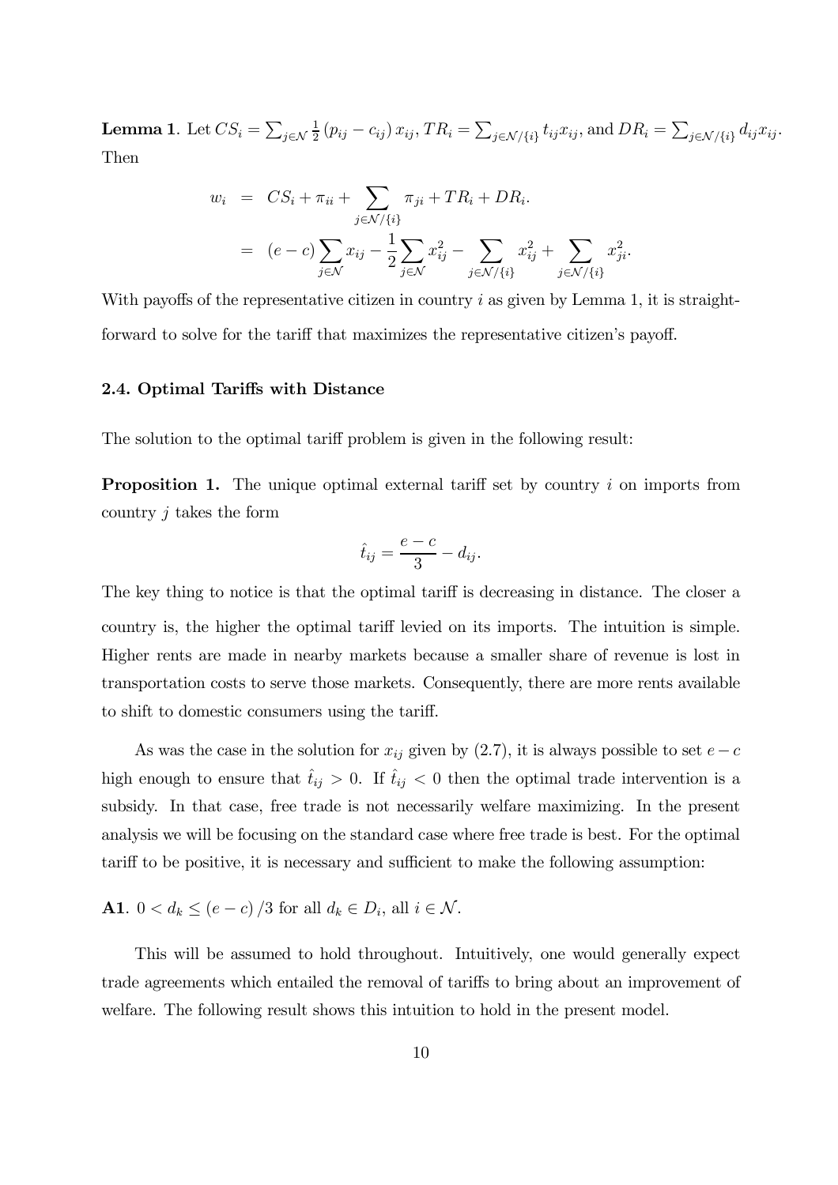**Lemma 1**. Let $CS_i = \sum_{j \in \mathcal{N}} \frac{1}{2} (p_{ij} - c_{ij}) x_{ij}$, $TR_i = \sum_{j \in \mathcal{N}/\{i\}} t_{ij} x_{ij}$, and $DR_i = \sum_{j \in \mathcal{N}/\{i\}} d_{ij} x_{ij}$. Then

$$
\begin{aligned}
w_i &= CS_i + \pi_{ii} + \sum_{j \in \mathcal{N}/\{i\}} \pi_{ji} + TR_i + DR_i. \\
&= (e - c) \sum_{j \in \mathcal{N}} x_{ij} - \frac{1}{2} \sum_{j \in \mathcal{N}} x_{ij}^2 - \sum_{j \in \mathcal{N}/\{i\}} x_{ij}^2 + \sum_{j \in \mathcal{N}/\{i\}} x_{ji}^2.
\end{aligned}
$$

With payoffs of the representative citizen in country $i$ as given by Lemma 1, it is straightforward to solve for the tariff that maximizes the representative citizen's payoff.

### 2.4. Optimal Tariffs with Distance

The solution to the optimal tariff problem is given in the following result:

**Proposition 1.** The unique optimal external tariff set by country $i$ on imports from country $j$ takes the form

$$
\hat{t}_{ij} = \frac{e - c}{3} - d_{ij}.
$$

The key thing to notice is that the optimal tariff is decreasing in distance. The closer a country is, the higher the optimal tariff levied on its imports. The intuition is simple. Higher rents are made in nearby markets because a smaller share of revenue is lost in transportation costs to serve those markets. Consequently, there are more rents available to shift to domestic consumers using the tariff.

As was the case in the solution for $x_{ij}$ given by (2.7), it is always possible to set $e - c$ high enough to ensure that $\hat{t}_{ij} > 0$. If $\hat{t}_{ij} < 0$ then the optimal trade intervention is a subsidy. In that case, free trade is not necessarily welfare maximizing. In the present analysis we will be focusing on the standard case where free trade is best. For the optimal tariff to be positive, it is necessary and sufficient to make the following assumption:

**A1**. $0 < d_k \leq (e - c)/3$ for all $d_k \in D_i$, all $i \in \mathcal{N}$.

This will be assumed to hold throughout. Intuitively, one would generally expect trade agreements which entailed the removal of tariffs to bring about an improvement of welfare. The following result shows this intuition to hold in the present model.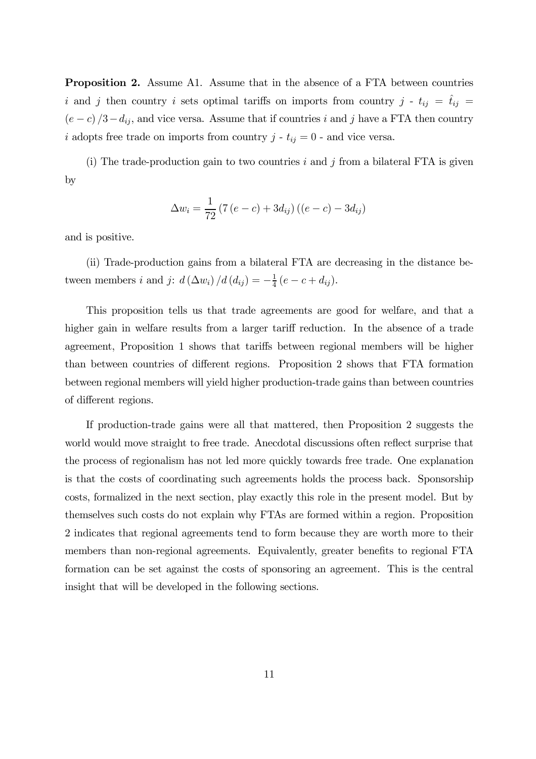**Proposition 2.** Assume A1. Assume that in the absence of a FTA between countries $i$ and $j$ then country $i$ sets optimal tariffs on imports from country $j$ - $t_{ij} = \hat{t}_{ij} = (e-c)/3 - d_{ij}$, and vice versa. Assume that if countries $i$ and $j$ have a FTA then country $i$ adopts free trade on imports from country $j$ - $t_{ij} = 0$ - and vice versa.

(i) The trade-production gain to two countries $i$ and $j$ from a bilateral FTA is given by

$$\Delta w_i = \frac{1}{72}\left(7\left(e-c\right)+3d_{ij}\right)\left(\left(e-c\right)-3d_{ij}\right)$$

and is positive.

(ii) Trade-production gains from a bilateral FTA are decreasing in the distance between members $i$ and $j$: $d\left(\Delta w_i\right)/d\left(d_{ij}\right) = -\frac{1}{4}\left(e-c+d_{ij}\right)$.

This proposition tells us that trade agreements are good for welfare, and that a higher gain in welfare results from a larger tariff reduction. In the absence of a trade agreement, Proposition 1 shows that tariffs between regional members will be higher than between countries of different regions. Proposition 2 shows that FTA formation between regional members will yield higher production-trade gains than between countries of different regions.

If production-trade gains were all that mattered, then Proposition 2 suggests the world would move straight to free trade. Anecdotal discussions often reflect surprise that the process of regionalism has not led more quickly towards free trade. One explanation is that the costs of coordinating such agreements holds the process back. Sponsorship costs, formalized in the next section, play exactly this role in the present model. But by themselves such costs do not explain why FTAs are formed within a region. Proposition 2 indicates that regional agreements tend to form because they are worth more to their members than non-regional agreements. Equivalently, greater benefits to regional FTA formation can be set against the costs of sponsoring an agreement. This is the central insight that will be developed in the following sections.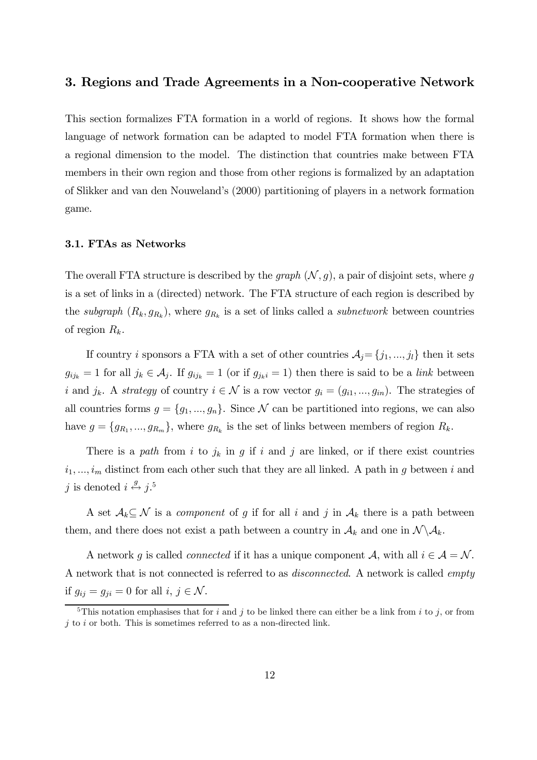## 3. Regions and Trade Agreements in a Non-cooperative Network

This section formalizes FTA formation in a world of regions. It shows how the formal language of network formation can be adapted to model FTA formation when there is a regional dimension to the model. The distinction that countries make between FTA members in their own region and those from other regions is formalized by an adaptation of Slikker and van den Nouweland's (2000) partitioning of players in a network formation game.

### 3.1. FTAs as Networks

The overall FTA structure is described by the *graph* $(\mathcal{N}, g)$, a pair of disjoint sets, where $g$ is a set of links in a (directed) network. The FTA structure of each region is described by the *subgraph* $(R_k, g_{R_k})$, where $g_{R_k}$ is a set of links called a *subnetwork* between countries of region $R_k$.

If country $i$ sponsors a FTA with a set of other countries $\mathcal{A}_j = \{j_1, ..., j_l\}$ then it sets $g_{ij_k} = 1$ for all $j_k \in \mathcal{A}_j$. If $g_{ij_k} = 1$ (or if $g_{j_k i} = 1$) then there is said to be a *link* between $i$ and $j_k$. A *strategy* of country $i \in \mathcal{N}$ is a row vector $g_i = (g_{i1}, ..., g_{in})$. The strategies of all countries forms $g = \{g_1, ..., g_n\}$. Since $\mathcal{N}$ can be partitioned into regions, we can also have $g = \{g_{R_1}, ..., g_{R_m}\}$, where $g_{R_k}$ is the set of links between members of region $R_k$.

There is a *path* from $i$ to $j_k$ in $g$ if $i$ and $j$ are linked, or if there exist countries $i_1, ..., i_m$ distinct from each other such that they are all linked. A path in $g$ between $i$ and $j$ is denoted $i \overset{g}{\leftrightarrow} j$.[5]

A set $\mathcal{A}_k \subseteq \mathcal{N}$ is a *component* of $g$ if for all $i$ and $j$ in $\mathcal{A}_k$ there is a path between them, and there does not exist a path between a country in $\mathcal{A}_k$ and one in $\mathcal{N} \backslash \mathcal{A}_k$.

A network $g$ is called *connected* if it has a unique component $\mathcal{A}$, with all $i \in \mathcal{A} = \mathcal{N}$. A network that is not connected is referred to as *disconnected*. A network is called *empty* if $g_{ij} = g_{ji} = 0$ for all $i, j \in \mathcal{N}$.

[5] This notation emphasises that for $i$ and $j$ to be linked there can either be a link from $i$ to $j$, or from $j$ to $i$ or both. This is sometimes referred to as a non-directed link.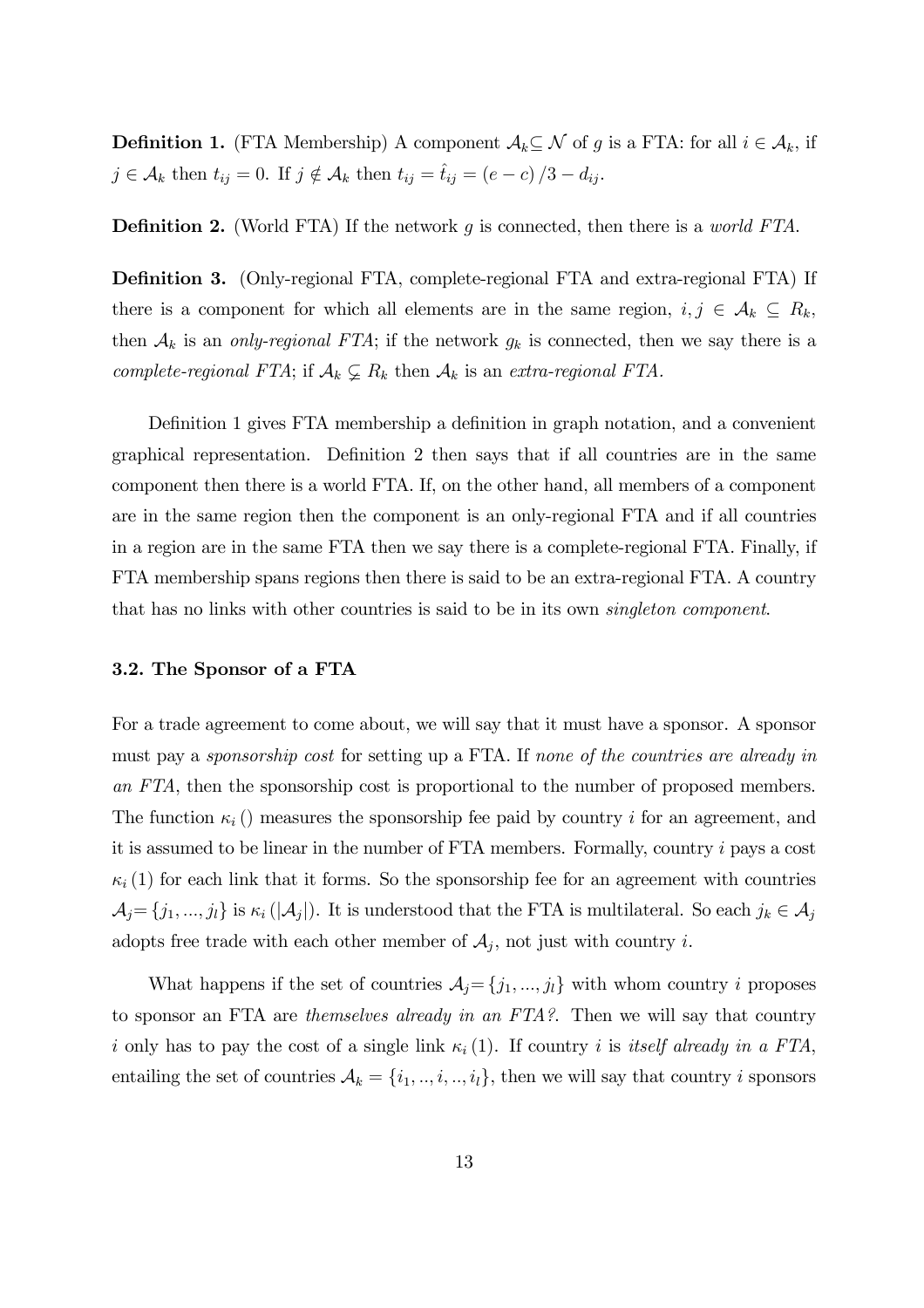**Definition 1.** (FTA Membership) A component $\mathcal{A}_k \subseteq \mathcal{N}$ of $g$ is a FTA: for all $i \in \mathcal{A}_k$, if $j \in \mathcal{A}_k$ then $t_{ij} = 0$. If $j \notin \mathcal{A}_k$ then $t_{ij} = \hat{t}_{ij} = (e-c)/3 - d_{ij}$.

**Definition 2.** (World FTA) If the network $g$ is connected, then there is a *world FTA*.

**Definition 3.** (Only-regional FTA, complete-regional FTA and extra-regional FTA) If there is a component for which all elements are in the same region, $i, j \in \mathcal{A}_k \subseteq R_k$, then $\mathcal{A}_k$ is an *only-regional FTA*; if the network $g_k$ is connected, then we say there is a *complete-regional FTA*; if $\mathcal{A}_k \subsetneq R_k$ then $\mathcal{A}_k$ is an *extra-regional FTA.*

Definition 1 gives FTA membership a definition in graph notation, and a convenient graphical representation. Definition 2 then says that if all countries are in the same component then there is a world FTA. If, on the other hand, all members of a component are in the same region then the component is an only-regional FTA and if all countries in a region are in the same FTA then we say there is a complete-regional FTA. Finally, if FTA membership spans regions then there is said to be an extra-regional FTA. A country that has no links with other countries is said to be in its own *singleton component*.

### 3.2. The Sponsor of a FTA

For a trade agreement to come about, we will say that it must have a sponsor. A sponsor must pay a *sponsorship cost* for setting up a FTA. If *none of the countries are already in an FTA*, then the sponsorship cost is proportional to the number of proposed members. The function $\kappa_i()$ measures the sponsorship fee paid by country $i$ for an agreement, and it is assumed to be linear in the number of FTA members. Formally, country $i$ pays a cost $\kappa_i(1)$ for each link that it forms. So the sponsorship fee for an agreement with countries $\mathcal{A}_j = \{j_1, ..., j_l\}$ is $\kappa_i(|\mathcal{A}_j|)$. It is understood that the FTA is multilateral. So each $j_k \in \mathcal{A}_j$ adopts free trade with each other member of $\mathcal{A}_j$, not just with country $i$.

What happens if the set of countries $\mathcal{A}_j = \{j_1, ..., j_l\}$ with whom country $i$ proposes to sponsor an FTA are *themselves already in an FTA?*. Then we will say that country $i$ only has to pay the cost of a single link $\kappa_i(1)$. If country $i$ is *itself already in a FTA*, entailing the set of countries $\mathcal{A}_k = \{i_1, .., i, .., i_l\}$, then we will say that country $i$ sponsors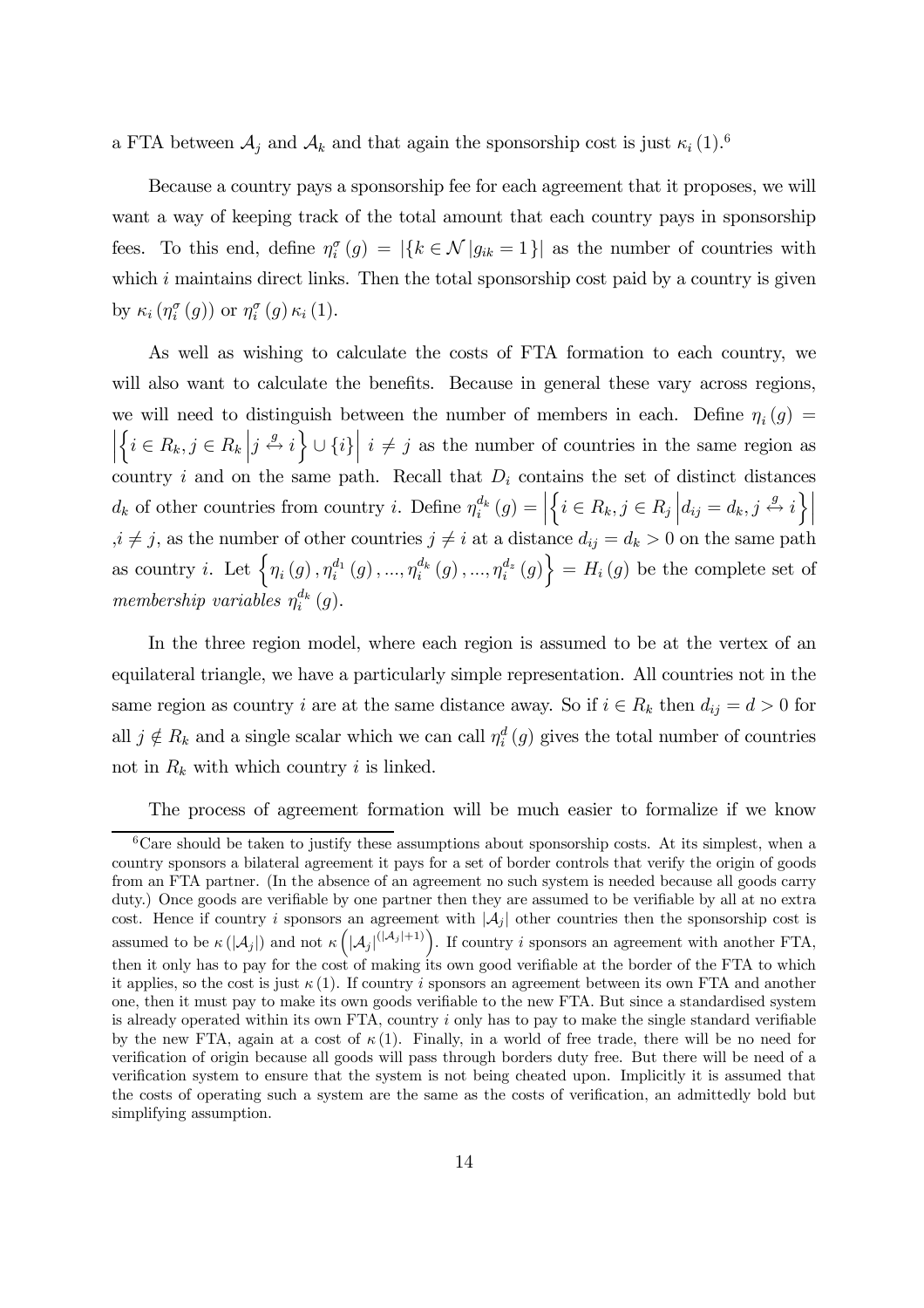a FTA between $\mathcal{A}_j$ and $\mathcal{A}_k$ and that again the sponsorship cost is just $\kappa_i(1)$.[6]

Because a country pays a sponsorship fee for each agreement that it proposes, we will want a way of keeping track of the total amount that each country pays in sponsorship fees. To this end, define $\eta_i^{\sigma}(g) = |\{k \in \mathcal{N} \,| g_{ik} = 1\}|$ as the number of countries with which $i$ maintains direct links. Then the total sponsorship cost paid by a country is given by $\kappa_i(\eta_i^{\sigma}(g))$ or $\eta_i^{\sigma}(g)\kappa_i(1)$.

As well as wishing to calculate the costs of FTA formation to each country, we will also want to calculate the benefits. Because in general these vary across regions, we will need to distinguish between the number of members in each. Define $\eta_i(g) = \left|\left\{i \in R_k, j \in R_k \,\middle|\, j \overset{g}{\leftrightarrow} i\right\} \cup \{i\}\right| \; i \neq j$ as the number of countries in the same region as country $i$ and on the same path. Recall that $D_i$ contains the set of distinct distances $d_k$ of other countries from country $i$. Define $\eta_i^{d_k}(g) = \left|\left\{i \in R_k, j \in R_j \,\middle|\, d_{ij} = d_k, j \overset{g}{\leftrightarrow} i\right\}\right|$ ,$i \neq j$, as the number of other countries $j \neq i$ at a distance $d_{ij} = d_k > 0$ on the same path as country $i$. Let $\left\{\eta_i(g), \eta_i^{d_1}(g), ..., \eta_i^{d_k}(g), ..., \eta_i^{d_z}(g)\right\} = H_i(g)$ be the complete set of *membership variables* $\eta_i^{d_k}(g)$.

In the three region model, where each region is assumed to be at the vertex of an equilateral triangle, we have a particularly simple representation. All countries not in the same region as country $i$ are at the same distance away. So if $i \in R_k$ then $d_{ij} = d > 0$ for all $j \notin R_k$ and a single scalar which we can call $\eta_i^d(g)$ gives the total number of countries not in $R_k$ with which country $i$ is linked.

The process of agreement formation will be much easier to formalize if we know

---

[6] Care should be taken to justify these assumptions about sponsorship costs. At its simplest, when a country sponsors a bilateral agreement it pays for a set of border controls that verify the origin of goods from an FTA partner. (In the absence of an agreement no such system is needed because all goods carry duty.) Once goods are verifiable by one partner then they are assumed to be verifiable by all at no extra cost. Hence if country $i$ sponsors an agreement with $|\mathcal{A}_j|$ other countries then the sponsorship cost is assumed to be $\kappa(|\mathcal{A}_j|)$ and not $\kappa\left(|\mathcal{A}_j|^{(|\mathcal{A}_j|+1)}\right)$. If country $i$ sponsors an agreement with another FTA, then it only has to pay for the cost of making its own good verifiable at the border of the FTA to which it applies, so the cost is just $\kappa(1)$. If country $i$ sponsors an agreement between its own FTA and another one, then it must pay to make its own goods verifiable to the new FTA. But since a standardised system is already operated within its own FTA, country $i$ only has to pay to make the single standard verifiable by the new FTA, again at a cost of $\kappa(1)$. Finally, in a world of free trade, there will be no need for verification of origin because all goods will pass through borders duty free. But there will be need of a verification system to ensure that the system is not being cheated upon. Implicitly it is assumed that the costs of operating such a system are the same as the costs of verification, an admittedly bold but simplifying assumption.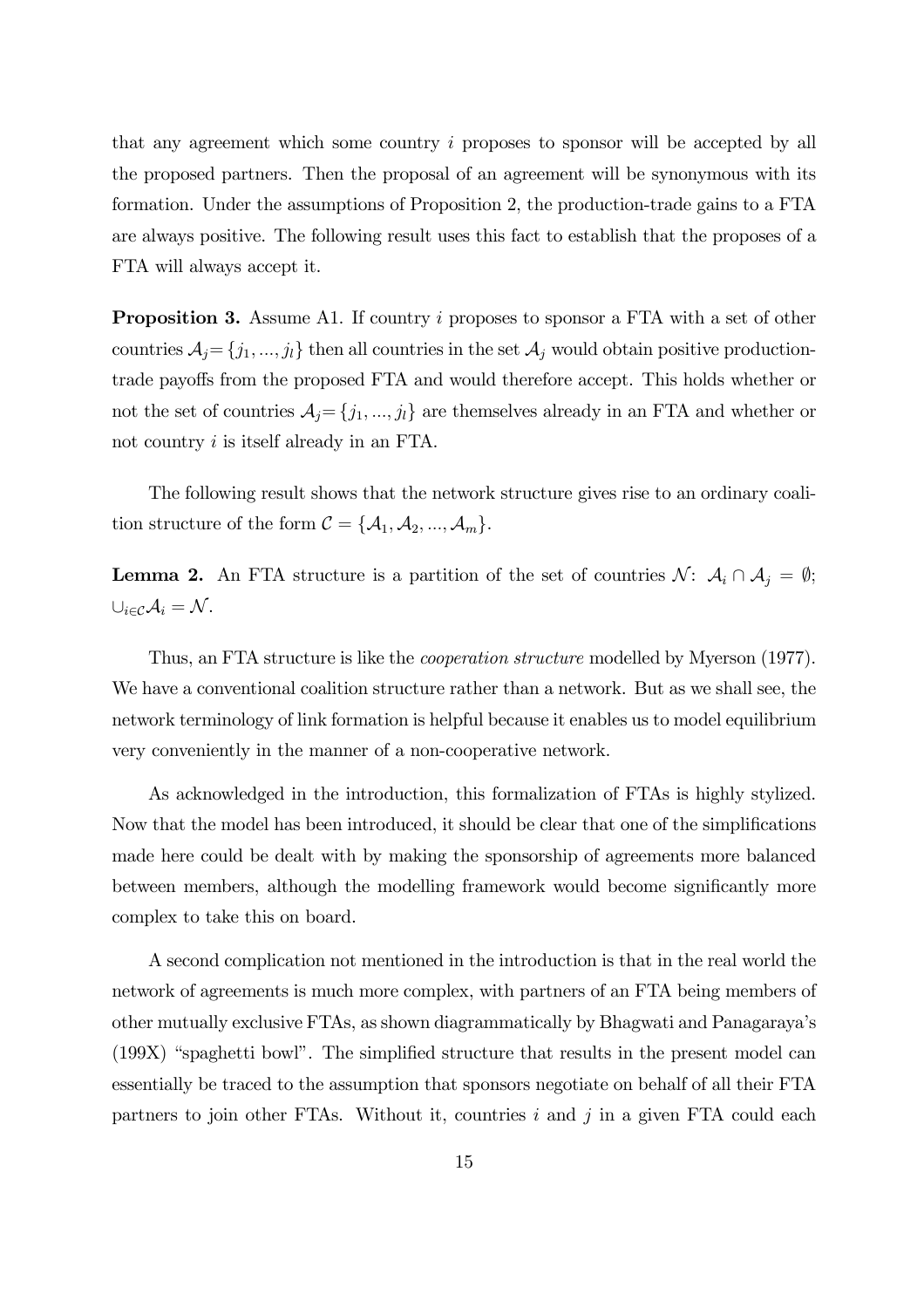that any agreement which some country $i$ proposes to sponsor will be accepted by all the proposed partners. Then the proposal of an agreement will be synonymous with its formation. Under the assumptions of Proposition 2, the production-trade gains to a FTA are always positive. The following result uses this fact to establish that the proposes of a FTA will always accept it.

**Proposition 3.** Assume A1. If country $i$ proposes to sponsor a FTA with a set of other countries $\mathcal{A}_j = \{j_1, ..., j_l\}$ then all countries in the set $\mathcal{A}_j$ would obtain positive production-trade payoffs from the proposed FTA and would therefore accept. This holds whether or not the set of countries $\mathcal{A}_j = \{j_1, ..., j_l\}$ are themselves already in an FTA and whether or not country $i$ is itself already in an FTA.

The following result shows that the network structure gives rise to an ordinary coalition structure of the form $\mathcal{C} = \{\mathcal{A}_1, \mathcal{A}_2, ..., \mathcal{A}_m\}$.

**Lemma 2.** An FTA structure is a partition of the set of countries $\mathcal{N}$: $\mathcal{A}_i \cap \mathcal{A}_j = \emptyset$; $\cup_{i \in \mathcal{C}} \mathcal{A}_i = \mathcal{N}$.

Thus, an FTA structure is like the *cooperation structure* modelled by Myerson (1977). We have a conventional coalition structure rather than a network. But as we shall see, the network terminology of link formation is helpful because it enables us to model equilibrium very conveniently in the manner of a non-cooperative network.

As acknowledged in the introduction, this formalization of FTAs is highly stylized. Now that the model has been introduced, it should be clear that one of the simplifications made here could be dealt with by making the sponsorship of agreements more balanced between members, although the modelling framework would become significantly more complex to take this on board.

A second complication not mentioned in the introduction is that in the real world the network of agreements is much more complex, with partners of an FTA being members of other mutually exclusive FTAs, as shown diagrammatically by Bhagwati and Panagaraya's (199X) "spaghetti bowl". The simplified structure that results in the present model can essentially be traced to the assumption that sponsors negotiate on behalf of all their FTA partners to join other FTAs. Without it, countries $i$ and $j$ in a given FTA could each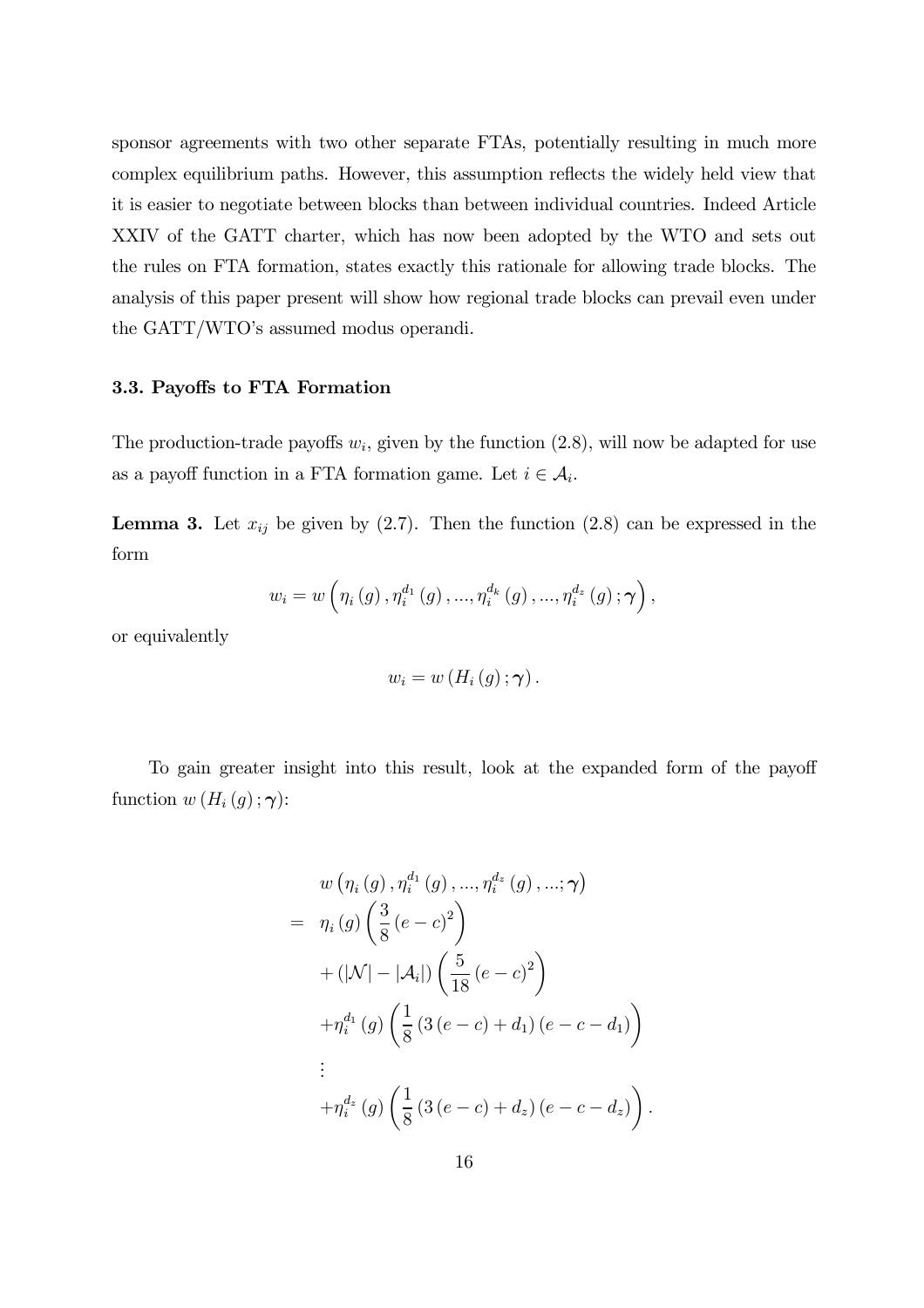sponsor agreements with two other separate FTAs, potentially resulting in much more complex equilibrium paths. However, this assumption reflects the widely held view that it is easier to negotiate between blocks than between individual countries. Indeed Article XXIV of the GATT charter, which has now been adopted by the WTO and sets out the rules on FTA formation, states exactly this rationale for allowing trade blocks. The analysis of this paper present will show how regional trade blocks can prevail even under the GATT/WTO's assumed modus operandi.

### 3.3. Payoffs to FTA Formation

The production-trade payoffs $w_i$, given by the function (2.8), will now be adapted for use as a payoff function in a FTA formation game. Let $i \in \mathcal{A}_i$.

**Lemma 3.** Let $x_{ij}$ be given by (2.7). Then the function (2.8) can be expressed in the form

$$w_i = w\left(\eta_i(g), \eta_i^{d_1}(g), ..., \eta_i^{d_k}(g), ..., \eta_i^{d_z}(g); \boldsymbol{\gamma}\right),$$

or equivalently

$$w_i = w\left(H_i(g); \boldsymbol{\gamma}\right).$$

To gain greater insight into this result, look at the expanded form of the payoff function $w\left(H_i(g); \boldsymbol{\gamma}\right)$:

$$\begin{aligned}
& w\left(\eta_i(g), \eta_i^{d_1}(g), ..., \eta_i^{d_z}(g), ...; \boldsymbol{\gamma}\right) \\
= \ & \eta_i(g)\left(\frac{3}{8}(e-c)^2\right) \\
& + \left(|\mathcal{N}| - |\mathcal{A}_i|\right)\left(\frac{5}{18}(e-c)^2\right) \\
& + \eta_i^{d_1}(g)\left(\frac{1}{8}\left(3(e-c)+d_1\right)(e-c-d_1)\right) \\
& \vdots \\
& + \eta_i^{d_z}(g)\left(\frac{1}{8}\left(3(e-c)+d_z\right)(e-c-d_z)\right).
\end{aligned}$$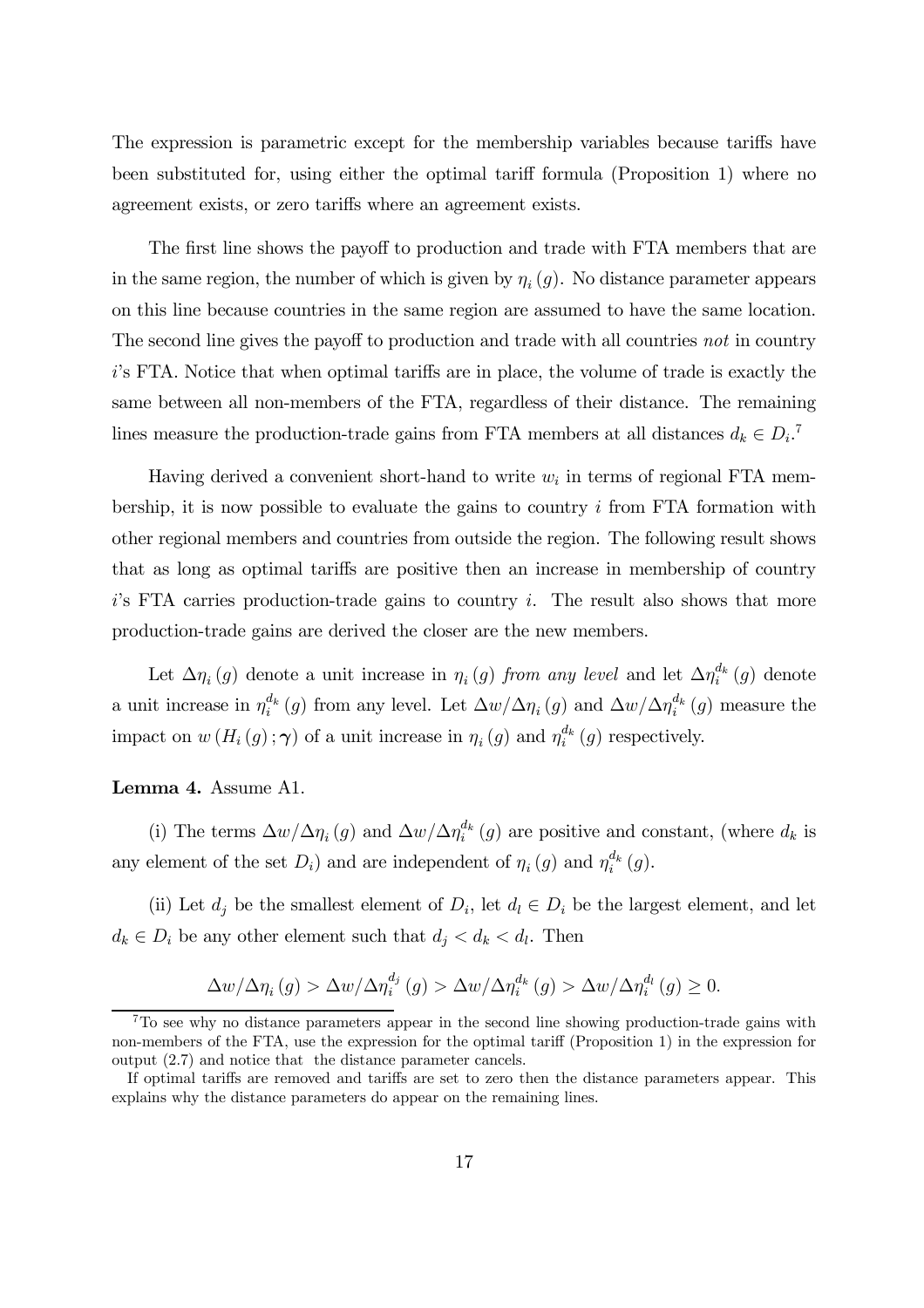The expression is parametric except for the membership variables because tariffs have been substituted for, using either the optimal tariff formula (Proposition 1) where no agreement exists, or zero tariffs where an agreement exists.

The first line shows the payoff to production and trade with FTA members that are in the same region, the number of which is given by $\eta_i(g)$. No distance parameter appears on this line because countries in the same region are assumed to have the same location. The second line gives the payoff to production and trade with all countries *not* in country $i$'s FTA. Notice that when optimal tariffs are in place, the volume of trade is exactly the same between all non-members of the FTA, regardless of their distance. The remaining lines measure the production-trade gains from FTA members at all distances $d_k \in D_i$.[7]

Having derived a convenient short-hand to write $w_i$ in terms of regional FTA membership, it is now possible to evaluate the gains to country $i$ from FTA formation with other regional members and countries from outside the region. The following result shows that as long as optimal tariffs are positive then an increase in membership of country $i$'s FTA carries production-trade gains to country $i$. The result also shows that more production-trade gains are derived the closer are the new members.

Let $\Delta\eta_i(g)$ denote a unit increase in $\eta_i(g)$ *from any level* and let $\Delta\eta_i^{d_k}(g)$ denote a unit increase in $\eta_i^{d_k}(g)$ from any level. Let $\Delta w/\Delta\eta_i(g)$ and $\Delta w/\Delta\eta_i^{d_k}(g)$ measure the impact on $w(H_i(g);\boldsymbol{\gamma})$ of a unit increase in $\eta_i(g)$ and $\eta_i^{d_k}(g)$ respectively.

**Lemma 4.** Assume A1.

(i) The terms $\Delta w/\Delta\eta_i(g)$ and $\Delta w/\Delta\eta_i^{d_k}(g)$ are positive and constant, (where $d_k$ is any element of the set $D_i$) and are independent of $\eta_i(g)$ and $\eta_i^{d_k}(g)$.

(ii) Let $d_j$ be the smallest element of $D_i$, let $d_l \in D_i$ be the largest element, and let $d_k \in D_i$ be any other element such that $d_j < d_k < d_l$. Then

$$\Delta w/\Delta\eta_i(g) > \Delta w/\Delta\eta_i^{d_j}(g) > \Delta w/\Delta\eta_i^{d_k}(g) > \Delta w/\Delta\eta_i^{d_l}(g) \geq 0.$$

[7] To see why no distance parameters appear in the second line showing production-trade gains with non-members of the FTA, use the expression for the optimal tariff (Proposition 1) in the expression for output (2.7) and notice that the distance parameter cancels.

If optimal tariffs are removed and tariffs are set to zero then the distance parameters appear. This explains why the distance parameters do appear on the remaining lines.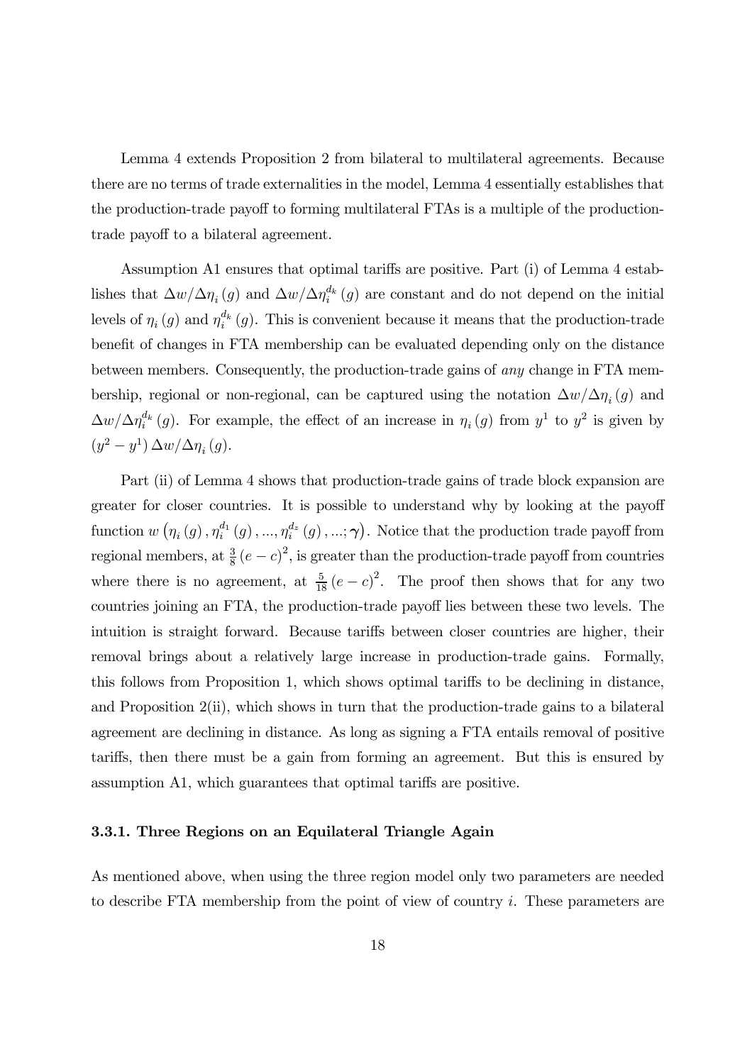Lemma 4 extends Proposition 2 from bilateral to multilateral agreements. Because there are no terms of trade externalities in the model, Lemma 4 essentially establishes that the production-trade payoff to forming multilateral FTAs is a multiple of the production-trade payoff to a bilateral agreement.

Assumption A1 ensures that optimal tariffs are positive. Part (i) of Lemma 4 establishes that $\Delta w/\Delta\eta_i(g)$ and $\Delta w/\Delta\eta_i^{d_k}(g)$ are constant and do not depend on the initial levels of $\eta_i(g)$ and $\eta_i^{d_k}(g)$. This is convenient because it means that the production-trade benefit of changes in FTA membership can be evaluated depending only on the distance between members. Consequently, the production-trade gains of *any* change in FTA membership, regional or non-regional, can be captured using the notation $\Delta w/\Delta\eta_i(g)$ and $\Delta w/\Delta\eta_i^{d_k}(g)$. For example, the effect of an increase in $\eta_i(g)$ from $y^1$ to $y^2$ is given by $(y^2 - y^1)\,\Delta w/\Delta\eta_i(g)$.

Part (ii) of Lemma 4 shows that production-trade gains of trade block expansion are greater for closer countries. It is possible to understand why by looking at the payoff function $w\left(\eta_i(g), \eta_i^{d_1}(g), ..., \eta_i^{d_z}(g), ...; \boldsymbol{\gamma}\right)$. Notice that the production trade payoff from regional members, at $\frac{3}{8}(e-c)^2$, is greater than the production-trade payoff from countries where there is no agreement, at $\frac{5}{18}(e-c)^2$. The proof then shows that for any two countries joining an FTA, the production-trade payoff lies between these two levels. The intuition is straight forward. Because tariffs between closer countries are higher, their removal brings about a relatively large increase in production-trade gains. Formally, this follows from Proposition 1, which shows optimal tariffs to be declining in distance, and Proposition 2(ii), which shows in turn that the production-trade gains to a bilateral agreement are declining in distance. As long as signing a FTA entails removal of positive tariffs, then there must be a gain from forming an agreement. But this is ensured by assumption A1, which guarantees that optimal tariffs are positive.

### 3.3.1. Three Regions on an Equilateral Triangle Again

As mentioned above, when using the three region model only two parameters are needed to describe FTA membership from the point of view of country $i$. These parameters are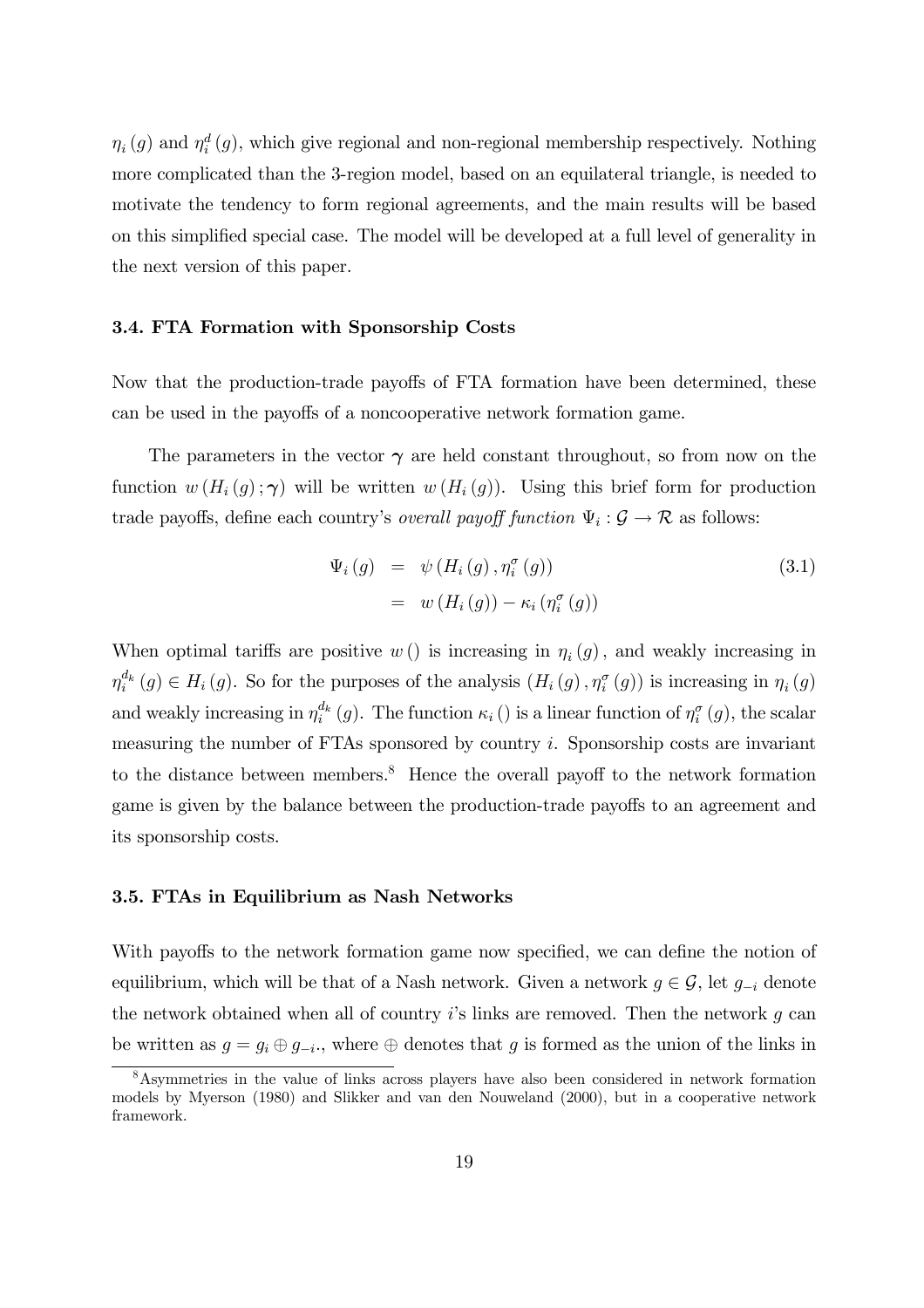$\eta_i(g)$ and $\eta_i^d(g)$, which give regional and non-regional membership respectively. Nothing more complicated than the 3-region model, based on an equilateral triangle, is needed to motivate the tendency to form regional agreements, and the main results will be based on this simplified special case. The model will be developed at a full level of generality in the next version of this paper.

### 3.4. FTA Formation with Sponsorship Costs

Now that the production-trade payoffs of FTA formation have been determined, these can be used in the payoffs of a noncooperative network formation game.

The parameters in the vector $\boldsymbol{\gamma}$ are held constant throughout, so from now on the function $w(H_i(g);\boldsymbol{\gamma})$ will be written $w(H_i(g))$. Using this brief form for production trade payoffs, define each country's *overall payoff function* $\Psi_i : \mathcal{G} \to \mathcal{R}$ as follows:

$$
\begin{aligned}
\Psi_i(g) &= \psi\left(H_i(g), \eta_i^{\sigma}(g)\right) \\
&= w\left(H_i(g)\right) - \kappa_i\left(\eta_i^{\sigma}(g)\right)
\end{aligned}
\tag{3.1}
$$

When optimal tariffs are positive $w()$ is increasing in $\eta_i(g)$, and weakly increasing in $\eta_i^{d_k}(g) \in H_i(g)$. So for the purposes of the analysis $(H_i(g), \eta_i^{\sigma}(g))$ is increasing in $\eta_i(g)$ and weakly increasing in $\eta_i^{d_k}(g)$. The function $\kappa_i()$ is a linear function of $\eta_i^{\sigma}(g)$, the scalar measuring the number of FTAs sponsored by country $i$. Sponsorship costs are invariant to the distance between members.[8] Hence the overall payoff to the network formation game is given by the balance between the production-trade payoffs to an agreement and its sponsorship costs.

### 3.5. FTAs in Equilibrium as Nash Networks

With payoffs to the network formation game now specified, we can define the notion of equilibrium, which will be that of a Nash network. Given a network $g \in \mathcal{G}$, let $g_{-i}$ denote the network obtained when all of country $i$'s links are removed. Then the network $g$ can be written as $g = g_i \oplus g_{-i}$., where $\oplus$ denotes that $g$ is formed as the union of the links in

[8] Asymmetries in the value of links across players have also been considered in network formation models by Myerson (1980) and Slikker and van den Nouweland (2000), but in a cooperative network framework.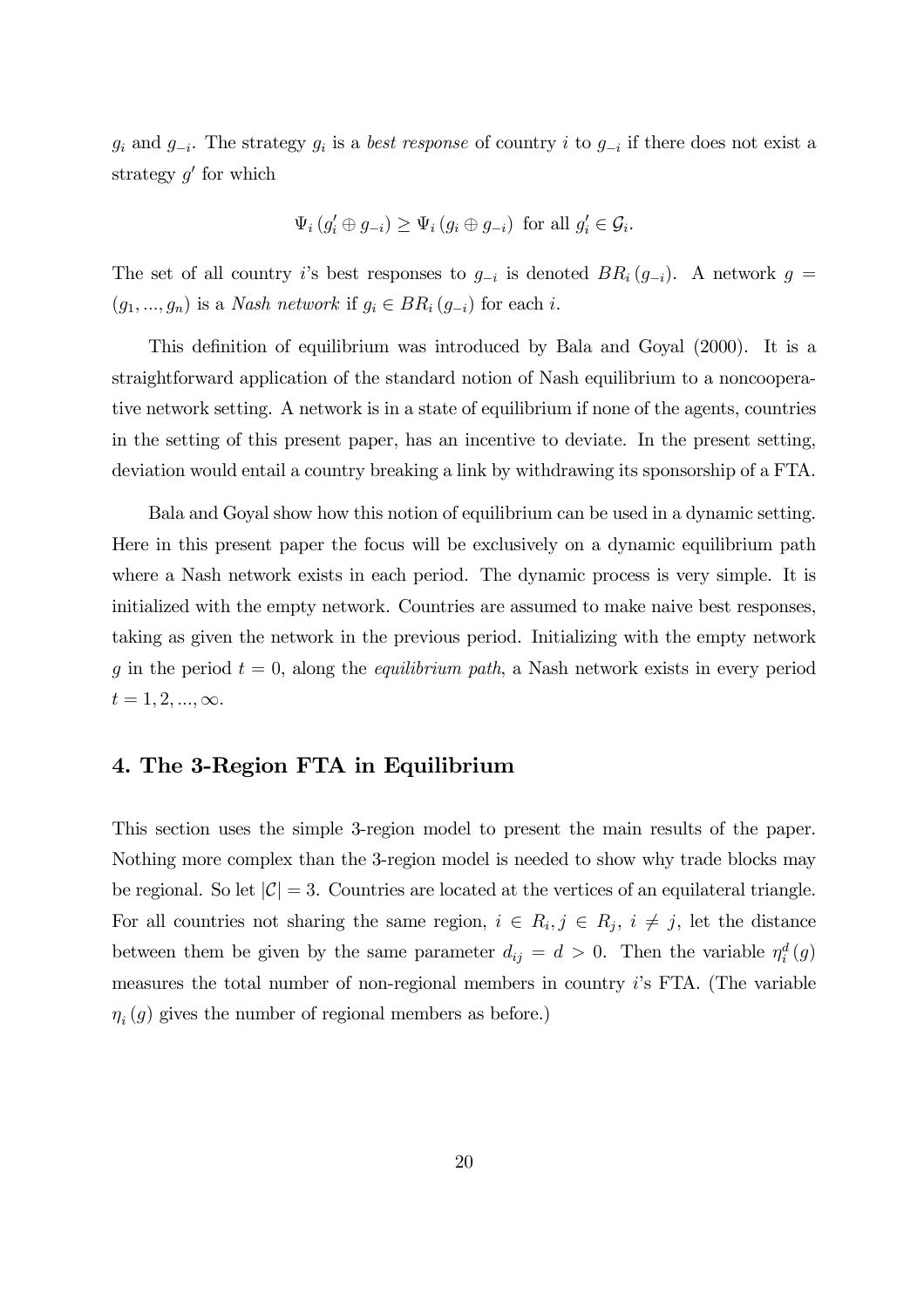$g_i$ and $g_{-i}$. The strategy $g_i$ is a *best response* of country $i$ to $g_{-i}$ if there does not exist a strategy $g'$ for which

$$\Psi_i \left(g_i' \oplus g_{-i}\right) \geq \Psi_i \left(g_i \oplus g_{-i}\right) \text{ for all } g_i' \in \mathcal{G}_i.$$

The set of all country $i$'s best responses to $g_{-i}$ is denoted $BR_i\left(g_{-i}\right)$. A network $g = (g_1, ..., g_n)$ is a *Nash network* if $g_i \in BR_i\left(g_{-i}\right)$ for each $i$.

This definition of equilibrium was introduced by Bala and Goyal (2000). It is a straightforward application of the standard notion of Nash equilibrium to a noncooperative network setting. A network is in a state of equilibrium if none of the agents, countries in the setting of this present paper, has an incentive to deviate. In the present setting, deviation would entail a country breaking a link by withdrawing its sponsorship of a FTA.

Bala and Goyal show how this notion of equilibrium can be used in a dynamic setting. Here in this present paper the focus will be exclusively on a dynamic equilibrium path where a Nash network exists in each period. The dynamic process is very simple. It is initialized with the empty network. Countries are assumed to make naive best responses, taking as given the network in the previous period. Initializing with the empty network $g$ in the period $t = 0$, along the *equilibrium path*, a Nash network exists in every period $t = 1, 2, ..., \infty$.

## 4. The 3-Region FTA in Equilibrium

This section uses the simple 3-region model to present the main results of the paper. Nothing more complex than the 3-region model is needed to show why trade blocks may be regional. So let $|\mathcal{C}| = 3$. Countries are located at the vertices of an equilateral triangle. For all countries not sharing the same region, $i \in R_i, j \in R_j$, $i \neq j$, let the distance between them be given by the same parameter $d_{ij} = d > 0$. Then the variable $\eta_i^d(g)$ measures the total number of non-regional members in country $i$'s FTA. (The variable $\eta_i(g)$ gives the number of regional members as before.)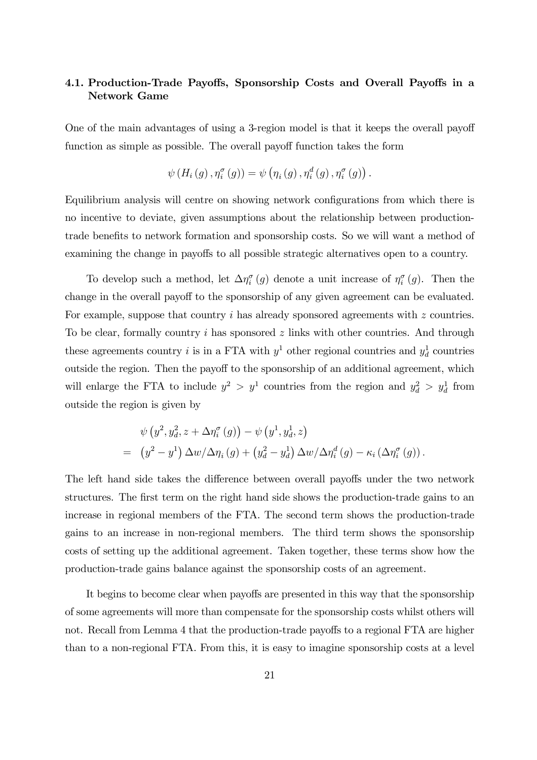### 4.1. Production-Trade Payoffs, Sponsorship Costs and Overall Payoffs in a Network Game

One of the main advantages of using a 3-region model is that it keeps the overall payoff function as simple as possible. The overall payoff function takes the form

$$\psi\left(H_i\left(g\right), \eta_i^{\sigma}\left(g\right)\right) = \psi\left(\eta_i\left(g\right), \eta_i^{d}\left(g\right), \eta_i^{\sigma}\left(g\right)\right).$$

Equilibrium analysis will centre on showing network configurations from which there is no incentive to deviate, given assumptions about the relationship between production-trade benefits to network formation and sponsorship costs. So we will want a method of examining the change in payoffs to all possible strategic alternatives open to a country.

To develop such a method, let $\Delta\eta_i^{\sigma}\left(g\right)$ denote a unit increase of $\eta_i^{\sigma}\left(g\right)$. Then the change in the overall payoff to the sponsorship of any given agreement can be evaluated. For example, suppose that country $i$ has already sponsored agreements with $z$ countries. To be clear, formally country $i$ has sponsored $z$ links with other countries. And through these agreements country $i$ is in a FTA with $y^1$ other regional countries and $y_d^1$ countries outside the region. Then the payoff to the sponsorship of an additional agreement, which will enlarge the FTA to include $y^2 > y^1$ countries from the region and $y_d^2 > y_d^1$ from outside the region is given by

$$\begin{aligned}
& \psi\left(y^2, y_d^2, z + \Delta\eta_i^{\sigma}\left(g\right)\right) - \psi\left(y^1, y_d^1, z\right) \\
= \; & \left(y^2 - y^1\right)\Delta w / \Delta\eta_i\left(g\right) + \left(y_d^2 - y_d^1\right)\Delta w / \Delta\eta_i^{d}\left(g\right) - \kappa_i\left(\Delta\eta_i^{\sigma}\left(g\right)\right).
\end{aligned}$$

The left hand side takes the difference between overall payoffs under the two network structures. The first term on the right hand side shows the production-trade gains to an increase in regional members of the FTA. The second term shows the production-trade gains to an increase in non-regional members. The third term shows the sponsorship costs of setting up the additional agreement. Taken together, these terms show how the production-trade gains balance against the sponsorship costs of an agreement.

It begins to become clear when payoffs are presented in this way that the sponsorship of some agreements will more than compensate for the sponsorship costs whilst others will not. Recall from Lemma 4 that the production-trade payoffs to a regional FTA are higher than to a non-regional FTA. From this, it is easy to imagine sponsorship costs at a level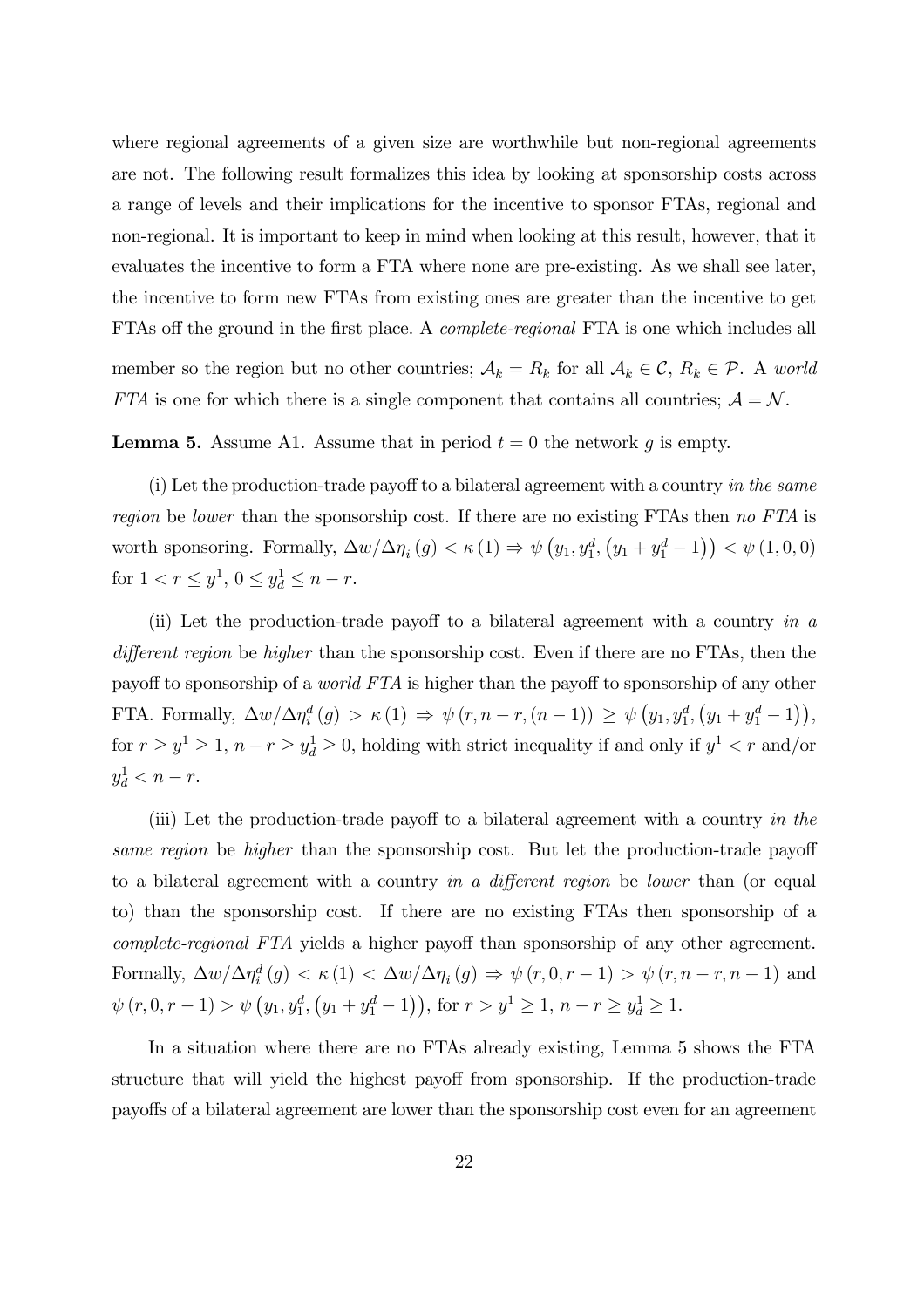where regional agreements of a given size are worthwhile but non-regional agreements are not. The following result formalizes this idea by looking at sponsorship costs across a range of levels and their implications for the incentive to sponsor FTAs, regional and non-regional. It is important to keep in mind when looking at this result, however, that it evaluates the incentive to form a FTA where none are pre-existing. As we shall see later, the incentive to form new FTAs from existing ones are greater than the incentive to get FTAs off the ground in the first place. A *complete-regional* FTA is one which includes all member so the region but no other countries; $\mathcal{A}_k = R_k$ for all $\mathcal{A}_k \in \mathcal{C}$, $R_k \in \mathcal{P}$. A *world FTA* is one for which there is a single component that contains all countries; $\mathcal{A} = \mathcal{N}$.

**Lemma 5.** Assume A1. Assume that in period $t = 0$ the network $g$ is empty.

(i) Let the production-trade payoff to a bilateral agreement with a country *in the same region* be *lower* than the sponsorship cost. If there are no existing FTAs then *no FTA* is worth sponsoring. Formally, $\Delta w / \Delta \eta_i (g) < \kappa (1) \Rightarrow \psi \left(y_1, y_1^d, \left(y_1 + y_1^d - 1\right)\right) < \psi (1, 0, 0)$ for $1 < r \leq y^1$, $0 \leq y_d^1 \leq n - r$.

(ii) Let the production-trade payoff to a bilateral agreement with a country *in a different region* be *higher* than the sponsorship cost. Even if there are no FTAs, then the payoff to sponsorship of a *world FTA* is higher than the payoff to sponsorship of any other FTA. Formally, $\Delta w / \Delta \eta_i^d (g) > \kappa (1) \Rightarrow \psi (r, n - r, (n - 1)) \geq \psi \left(y_1, y_1^d, \left(y_1 + y_1^d - 1\right)\right)$, for $r \geq y^1 \geq 1$, $n - r \geq y_d^1 \geq 0$, holding with strict inequality if and only if $y^1 < r$ and/or $y_d^1 < n - r$.

(iii) Let the production-trade payoff to a bilateral agreement with a country *in the same region* be *higher* than the sponsorship cost. But let the production-trade payoff to a bilateral agreement with a country *in a different region* be *lower* than (or equal to) than the sponsorship cost. If there are no existing FTAs then sponsorship of a *complete-regional FTA* yields a higher payoff than sponsorship of any other agreement. Formally, $\Delta w / \Delta \eta_i^d (g) < \kappa (1) < \Delta w / \Delta \eta_i (g) \Rightarrow \psi (r, 0, r - 1) > \psi (r, n - r, n - 1)$ and $\psi (r, 0, r - 1) > \psi \left(y_1, y_1^d, \left(y_1 + y_1^d - 1\right)\right)$, for $r > y^1 \geq 1$, $n - r \geq y_d^1 \geq 1$.

In a situation where there are no FTAs already existing, Lemma 5 shows the FTA structure that will yield the highest payoff from sponsorship. If the production-trade payoffs of a bilateral agreement are lower than the sponsorship cost even for an agreement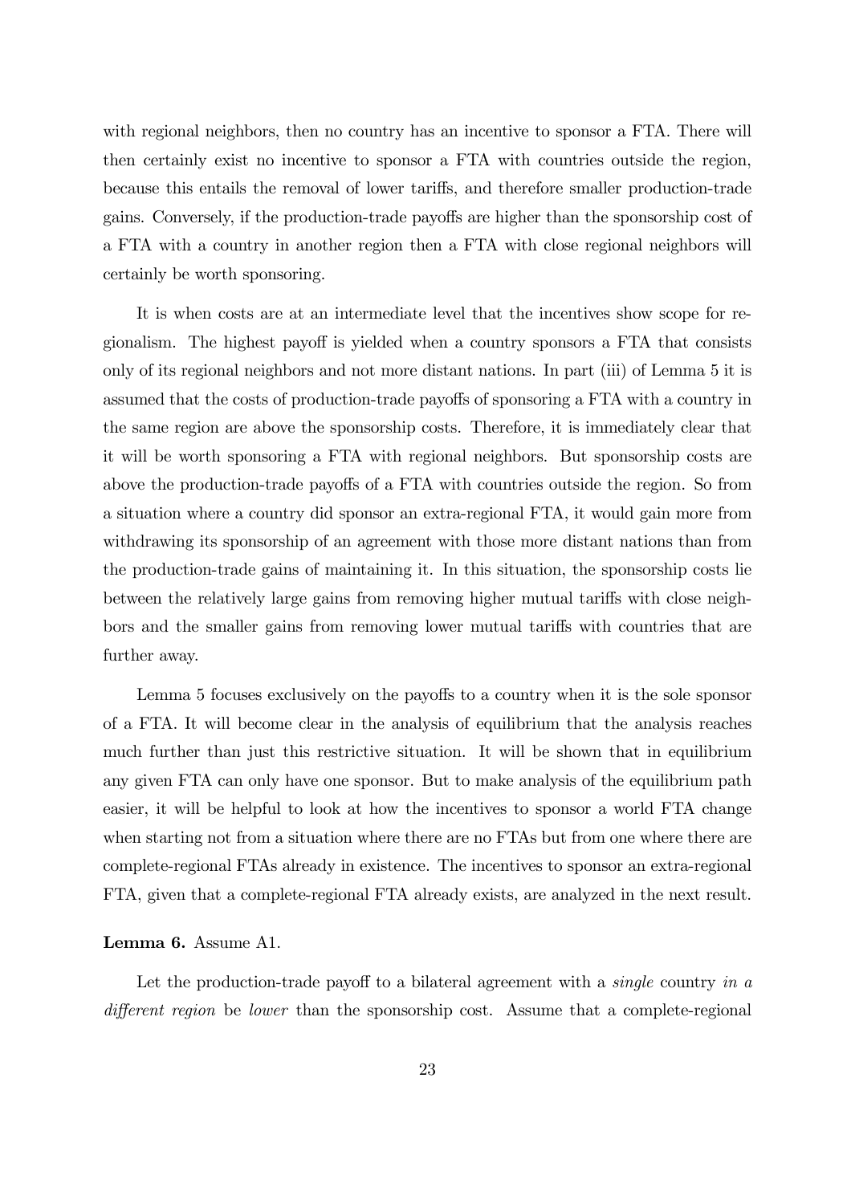with regional neighbors, then no country has an incentive to sponsor a FTA. There will then certainly exist no incentive to sponsor a FTA with countries outside the region, because this entails the removal of lower tariffs, and therefore smaller production-trade gains. Conversely, if the production-trade payoffs are higher than the sponsorship cost of a FTA with a country in another region then a FTA with close regional neighbors will certainly be worth sponsoring.

It is when costs are at an intermediate level that the incentives show scope for regionalism. The highest payoff is yielded when a country sponsors a FTA that consists only of its regional neighbors and not more distant nations. In part (iii) of Lemma 5 it is assumed that the costs of production-trade payoffs of sponsoring a FTA with a country in the same region are above the sponsorship costs. Therefore, it is immediately clear that it will be worth sponsoring a FTA with regional neighbors. But sponsorship costs are above the production-trade payoffs of a FTA with countries outside the region. So from a situation where a country did sponsor an extra-regional FTA, it would gain more from withdrawing its sponsorship of an agreement with those more distant nations than from the production-trade gains of maintaining it. In this situation, the sponsorship costs lie between the relatively large gains from removing higher mutual tariffs with close neighbors and the smaller gains from removing lower mutual tariffs with countries that are further away.

Lemma 5 focuses exclusively on the payoffs to a country when it is the sole sponsor of a FTA. It will become clear in the analysis of equilibrium that the analysis reaches much further than just this restrictive situation. It will be shown that in equilibrium any given FTA can only have one sponsor. But to make analysis of the equilibrium path easier, it will be helpful to look at how the incentives to sponsor a world FTA change when starting not from a situation where there are no FTAs but from one where there are complete-regional FTAs already in existence. The incentives to sponsor an extra-regional FTA, given that a complete-regional FTA already exists, are analyzed in the next result.

**Lemma 6.** Assume A1.

Let the production-trade payoff to a bilateral agreement with a *single* country *in a different region* be *lower* than the sponsorship cost. Assume that a complete-regional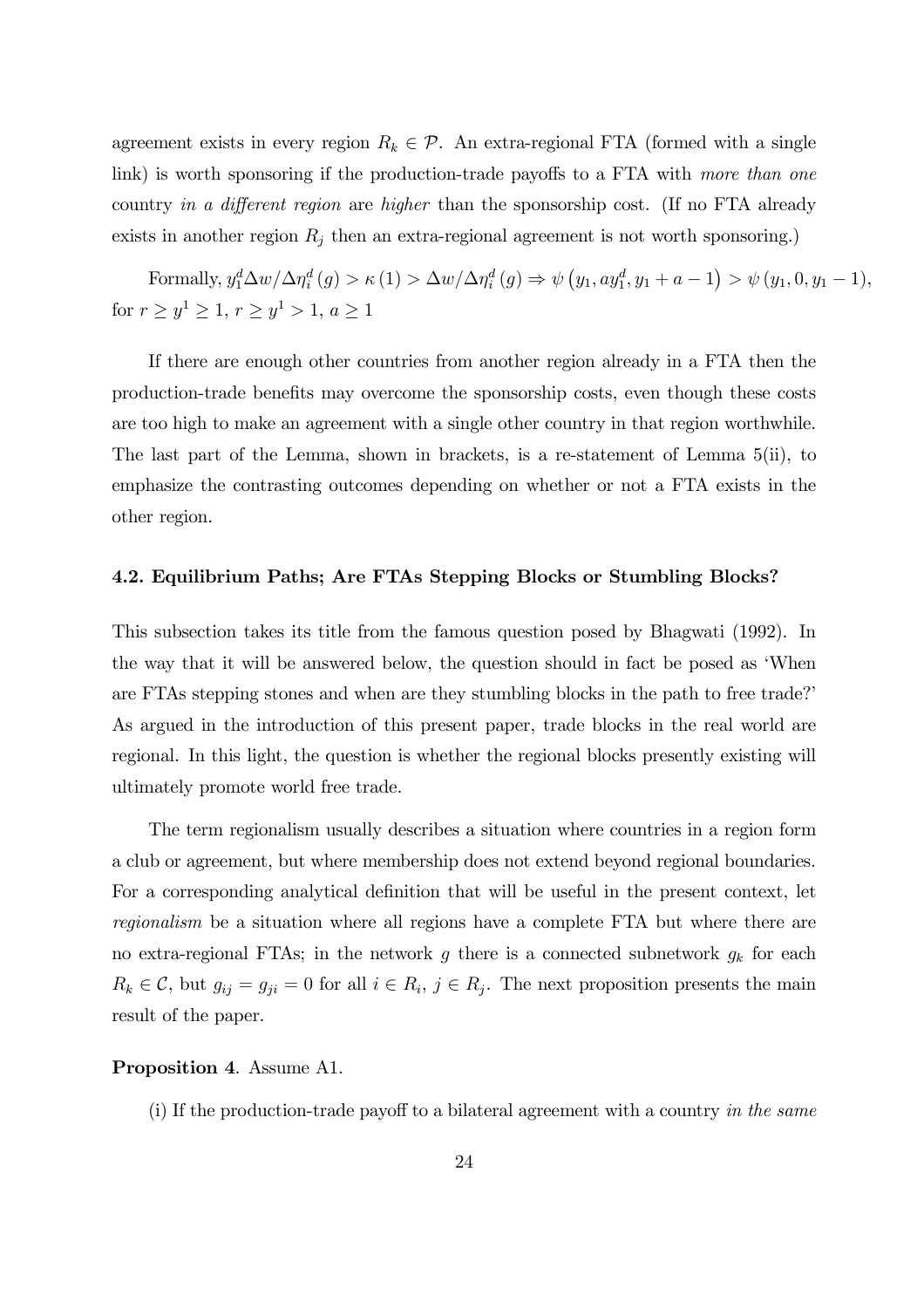agreement exists in every region $R_k \in \mathcal{P}$. An extra-regional FTA (formed with a single link) is worth sponsoring if the production-trade payoffs to a FTA with *more than one* country *in a different region* are *higher* than the sponsorship cost. (If no FTA already exists in another region $R_j$ then an extra-regional agreement is not worth sponsoring.)

Formally, $y_1^d \Delta w / \Delta \eta_i^d (g) > \kappa (1) > \Delta w / \Delta \eta_i^d (g) \Rightarrow \psi \left( y_1, a y_1^d, y_1 + a - 1 \right) > \psi (y_1, 0, y_1 - 1)$, for $r \geq y^1 \geq 1$, $r \geq y^1 > 1$, $a \geq 1$

If there are enough other countries from another region already in a FTA then the production-trade benefits may overcome the sponsorship costs, even though these costs are too high to make an agreement with a single other country in that region worthwhile. The last part of the Lemma, shown in brackets, is a re-statement of Lemma 5(ii), to emphasize the contrasting outcomes depending on whether or not a FTA exists in the other region.

### 4.2. Equilibrium Paths; Are FTAs Stepping Blocks or Stumbling Blocks?

This subsection takes its title from the famous question posed by Bhagwati (1992). In the way that it will be answered below, the question should in fact be posed as 'When are FTAs stepping stones and when are they stumbling blocks in the path to free trade?' As argued in the introduction of this present paper, trade blocks in the real world are regional. In this light, the question is whether the regional blocks presently existing will ultimately promote world free trade.

The term regionalism usually describes a situation where countries in a region form a club or agreement, but where membership does not extend beyond regional boundaries. For a corresponding analytical definition that will be useful in the present context, let *regionalism* be a situation where all regions have a complete FTA but where there are no extra-regional FTAs; in the network $g$ there is a connected subnetwork $g_k$ for each $R_k \in \mathcal{C}$, but $g_{ij} = g_{ji} = 0$ for all $i \in R_i$, $j \in R_j$. The next proposition presents the main result of the paper.

**Proposition 4**. Assume A1.

(i) If the production-trade payoff to a bilateral agreement with a country *in the same*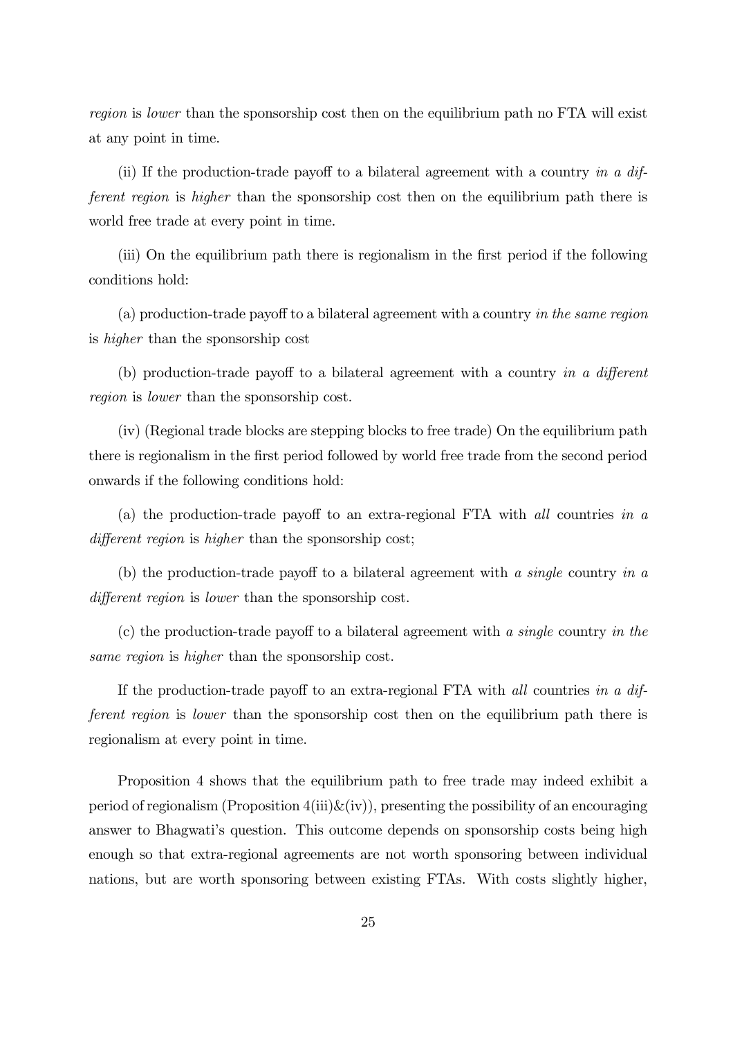*region* is *lower* than the sponsorship cost then on the equilibrium path no FTA will exist at any point in time.

(ii) If the production-trade payoff to a bilateral agreement with a country *in a different region* is *higher* than the sponsorship cost then on the equilibrium path there is world free trade at every point in time.

(iii) On the equilibrium path there is regionalism in the first period if the following conditions hold:

(a) production-trade payoff to a bilateral agreement with a country *in the same region* is *higher* than the sponsorship cost

(b) production-trade payoff to a bilateral agreement with a country *in a different region* is *lower* than the sponsorship cost.

(iv) (Regional trade blocks are stepping blocks to free trade) On the equilibrium path there is regionalism in the first period followed by world free trade from the second period onwards if the following conditions hold:

(a) the production-trade payoff to an extra-regional FTA with *all* countries *in a different region* is *higher* than the sponsorship cost;

(b) the production-trade payoff to a bilateral agreement with *a single* country *in a different region* is *lower* than the sponsorship cost.

(c) the production-trade payoff to a bilateral agreement with *a single* country *in the same region* is *higher* than the sponsorship cost.

If the production-trade payoff to an extra-regional FTA with *all* countries *in a different region* is *lower* than the sponsorship cost then on the equilibrium path there is regionalism at every point in time.

Proposition 4 shows that the equilibrium path to free trade may indeed exhibit a period of regionalism (Proposition 4(iii)&(iv)), presenting the possibility of an encouraging answer to Bhagwati's question. This outcome depends on sponsorship costs being high enough so that extra-regional agreements are not worth sponsoring between individual nations, but are worth sponsoring between existing FTAs. With costs slightly higher,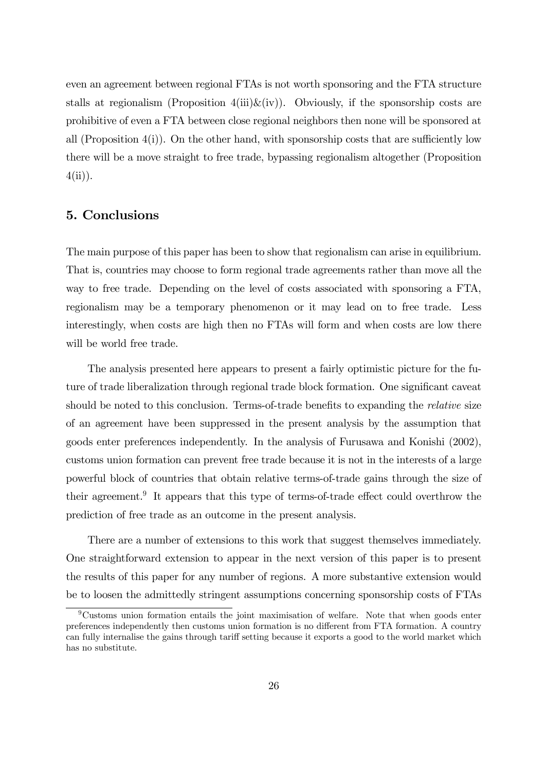even an agreement between regional FTAs is not worth sponsoring and the FTA structure stalls at regionalism (Proposition 4(iii)&(iv)). Obviously, if the sponsorship costs are prohibitive of even a FTA between close regional neighbors then none will be sponsored at all (Proposition 4(i)). On the other hand, with sponsorship costs that are sufficiently low there will be a move straight to free trade, bypassing regionalism altogether (Proposition 4(ii)).

## 5. Conclusions

The main purpose of this paper has been to show that regionalism can arise in equilibrium. That is, countries may choose to form regional trade agreements rather than move all the way to free trade. Depending on the level of costs associated with sponsoring a FTA, regionalism may be a temporary phenomenon or it may lead on to free trade. Less interestingly, when costs are high then no FTAs will form and when costs are low there will be world free trade.

The analysis presented here appears to present a fairly optimistic picture for the future of trade liberalization through regional trade block formation. One significant caveat should be noted to this conclusion. Terms-of-trade benefits to expanding the *relative* size of an agreement have been suppressed in the present analysis by the assumption that goods enter preferences independently. In the analysis of Furusawa and Konishi (2002), customs union formation can prevent free trade because it is not in the interests of a large powerful block of countries that obtain relative terms-of-trade gains through the size of their agreement.[9] It appears that this type of terms-of-trade effect could overthrow the prediction of free trade as an outcome in the present analysis.

There are a number of extensions to this work that suggest themselves immediately. One straightforward extension to appear in the next version of this paper is to present the results of this paper for any number of regions. A more substantive extension would be to loosen the admittedly stringent assumptions concerning sponsorship costs of FTAs

[9] Customs union formation entails the joint maximisation of welfare. Note that when goods enter preferences independently then customs union formation is no different from FTA formation. A country can fully internalise the gains through tariff setting because it exports a good to the world market which has no substitute.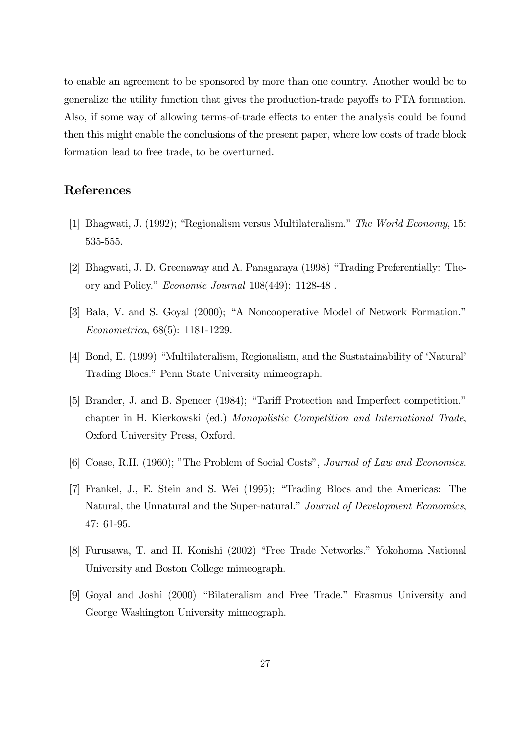to enable an agreement to be sponsored by more than one country. Another would be to generalize the utility function that gives the production-trade payoffs to FTA formation. Also, if some way of allowing terms-of-trade effects to enter the analysis could be found then this might enable the conclusions of the present paper, where low costs of trade block formation lead to free trade, to be overturned.

## References

[1] Bhagwati, J. (1992); "Regionalism versus Multilateralism." *The World Economy*, 15: 535-555.

[2] Bhagwati, J. D. Greenaway and A. Panagaraya (1998) "Trading Preferentially: Theory and Policy." *Economic Journal* 108(449): 1128-48 .

[3] Bala, V. and S. Goyal (2000); "A Noncooperative Model of Network Formation." *Econometrica*, 68(5): 1181-1229.

[4] Bond, E. (1999) "Multilateralism, Regionalism, and the Sustatainability of 'Natural' Trading Blocs." Penn State University mimeograph.

[5] Brander, J. and B. Spencer (1984); "Tariff Protection and Imperfect competition." chapter in H. Kierkowski (ed.) *Monopolistic Competition and International Trade*, Oxford University Press, Oxford.

[6] Coase, R.H. (1960); "The Problem of Social Costs", *Journal of Law and Economics*.

[7] Frankel, J., E. Stein and S. Wei (1995); "Trading Blocs and the Americas: The Natural, the Unnatural and the Super-natural." *Journal of Development Economics*, 47: 61-95.

[8] Furusawa, T. and H. Konishi (2002) "Free Trade Networks." Yokohoma National University and Boston College mimeograph.

[9] Goyal and Joshi (2000) "Bilateralism and Free Trade." Erasmus University and George Washington University mimeograph.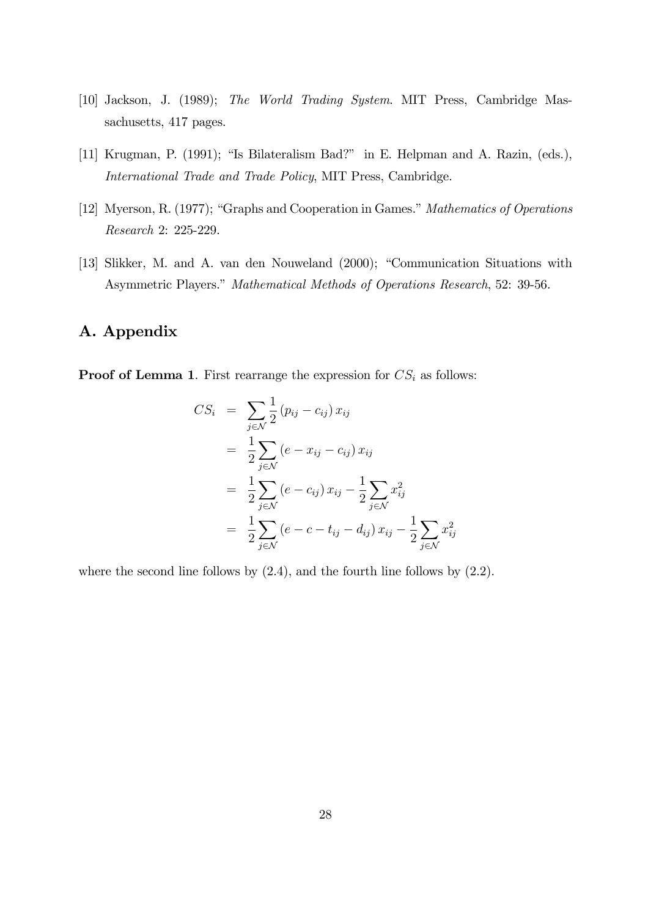[10] Jackson, J. (1989); *The World Trading System*. MIT Press, Cambridge Massachusetts, 417 pages.

[11] Krugman, P. (1991); "Is Bilateralism Bad?" in E. Helpman and A. Razin, (eds.), *International Trade and Trade Policy*, MIT Press, Cambridge.

[12] Myerson, R. (1977); "Graphs and Cooperation in Games." *Mathematics of Operations Research* 2: 225-229.

[13] Slikker, M. and A. van den Nouweland (2000); "Communication Situations with Asymmetric Players." *Mathematical Methods of Operations Research*, 52: 39-56.

# A. Appendix

**Proof of Lemma 1**. First rearrange the expression for $CS_i$ as follows:

$$
\begin{aligned}
CS_i &= \sum_{j \in \mathcal{N}} \frac{1}{2} (p_{ij} - c_{ij}) x_{ij} \\
&= \frac{1}{2} \sum_{j \in \mathcal{N}} (e - x_{ij} - c_{ij}) x_{ij} \\
&= \frac{1}{2} \sum_{j \in \mathcal{N}} (e - c_{ij}) x_{ij} - \frac{1}{2} \sum_{j \in \mathcal{N}} x_{ij}^2 \\
&= \frac{1}{2} \sum_{j \in \mathcal{N}} (e - c - t_{ij} - d_{ij}) x_{ij} - \frac{1}{2} \sum_{j \in \mathcal{N}} x_{ij}^2
\end{aligned}
$$

where the second line follows by (2.4), and the fourth line follows by (2.2).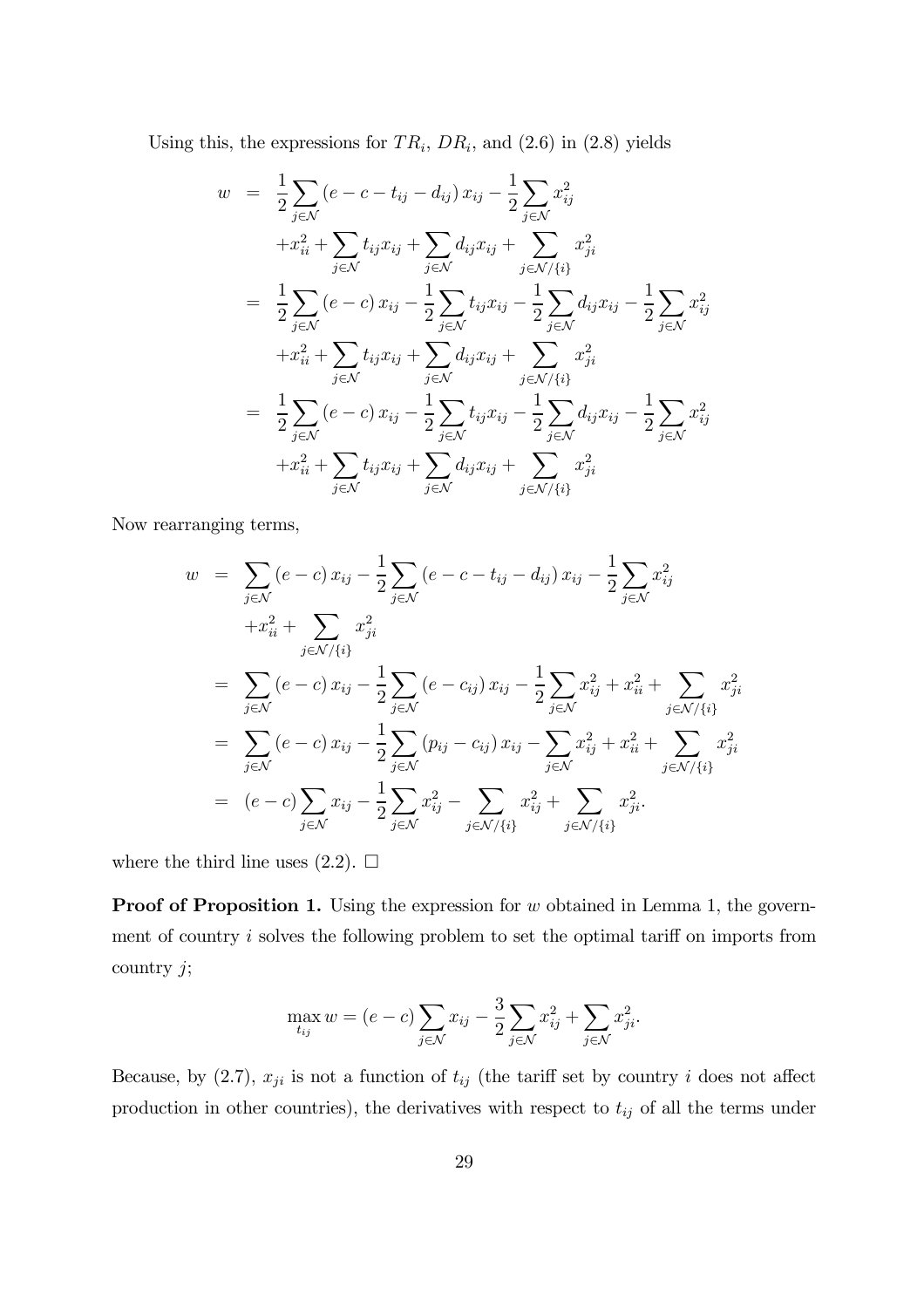Using this, the expressions for $TR_i$, $DR_i$, and (2.6) in (2.8) yields

$$
\begin{aligned}
w &= \frac{1}{2}\sum_{j\in\mathcal{N}}\left(e-c-t_{ij}-d_{ij}\right)x_{ij}-\frac{1}{2}\sum_{j\in\mathcal{N}}x_{ij}^{2} \\
&\quad +x_{ii}^{2}+\sum_{j\in\mathcal{N}}t_{ij}x_{ij}+\sum_{j\in\mathcal{N}}d_{ij}x_{ij}+\sum_{j\in\mathcal{N}/\{i\}}x_{ji}^{2} \\
&= \frac{1}{2}\sum_{j\in\mathcal{N}}\left(e-c\right)x_{ij}-\frac{1}{2}\sum_{j\in\mathcal{N}}t_{ij}x_{ij}-\frac{1}{2}\sum_{j\in\mathcal{N}}d_{ij}x_{ij}-\frac{1}{2}\sum_{j\in\mathcal{N}}x_{ij}^{2} \\
&\quad +x_{ii}^{2}+\sum_{j\in\mathcal{N}}t_{ij}x_{ij}+\sum_{j\in\mathcal{N}}d_{ij}x_{ij}+\sum_{j\in\mathcal{N}/\{i\}}x_{ji}^{2} \\
&= \frac{1}{2}\sum_{j\in\mathcal{N}}\left(e-c\right)x_{ij}-\frac{1}{2}\sum_{j\in\mathcal{N}}t_{ij}x_{ij}-\frac{1}{2}\sum_{j\in\mathcal{N}}d_{ij}x_{ij}-\frac{1}{2}\sum_{j\in\mathcal{N}}x_{ij}^{2} \\
&\quad +x_{ii}^{2}+\sum_{j\in\mathcal{N}}t_{ij}x_{ij}+\sum_{j\in\mathcal{N}}d_{ij}x_{ij}+\sum_{j\in\mathcal{N}/\{i\}}x_{ji}^{2}
\end{aligned}
$$

Now rearranging terms,

$$
\begin{aligned}
w &= \sum_{j\in\mathcal{N}}\left(e-c\right)x_{ij}-\frac{1}{2}\sum_{j\in\mathcal{N}}\left(e-c-t_{ij}-d_{ij}\right)x_{ij}-\frac{1}{2}\sum_{j\in\mathcal{N}}x_{ij}^{2} \\
&\quad +x_{ii}^{2}+\sum_{j\in\mathcal{N}/\{i\}}x_{ji}^{2} \\
&= \sum_{j\in\mathcal{N}}\left(e-c\right)x_{ij}-\frac{1}{2}\sum_{j\in\mathcal{N}}\left(e-c_{ij}\right)x_{ij}-\frac{1}{2}\sum_{j\in\mathcal{N}}x_{ij}^{2}+x_{ii}^{2}+\sum_{j\in\mathcal{N}/\{i\}}x_{ji}^{2} \\
&= \sum_{j\in\mathcal{N}}\left(e-c\right)x_{ij}-\frac{1}{2}\sum_{j\in\mathcal{N}}\left(p_{ij}-c_{ij}\right)x_{ij}-\sum_{j\in\mathcal{N}}x_{ij}^{2}+x_{ii}^{2}+\sum_{j\in\mathcal{N}/\{i\}}x_{ji}^{2} \\
&= \left(e-c\right)\sum_{j\in\mathcal{N}}x_{ij}-\frac{1}{2}\sum_{j\in\mathcal{N}}x_{ij}^{2}-\sum_{j\in\mathcal{N}/\{i\}}x_{ij}^{2}+\sum_{j\in\mathcal{N}/\{i\}}x_{ji}^{2}.
\end{aligned}
$$

where the third line uses (2.2). $\square$

**Proof of Proposition 1.** Using the expression for $w$ obtained in Lemma 1, the government of country $i$ solves the following problem to set the optimal tariff on imports from country $j$;

$$
\max_{t_{ij}} w = (e-c)\sum_{j\in\mathcal{N}}x_{ij}-\frac{3}{2}\sum_{j\in\mathcal{N}}x_{ij}^{2}+\sum_{j\in\mathcal{N}}x_{ji}^{2}.
$$

Because, by (2.7), $x_{ji}$ is not a function of $t_{ij}$ (the tariff set by country $i$ does not affect production in other countries), the derivatives with respect to $t_{ij}$ of all the terms under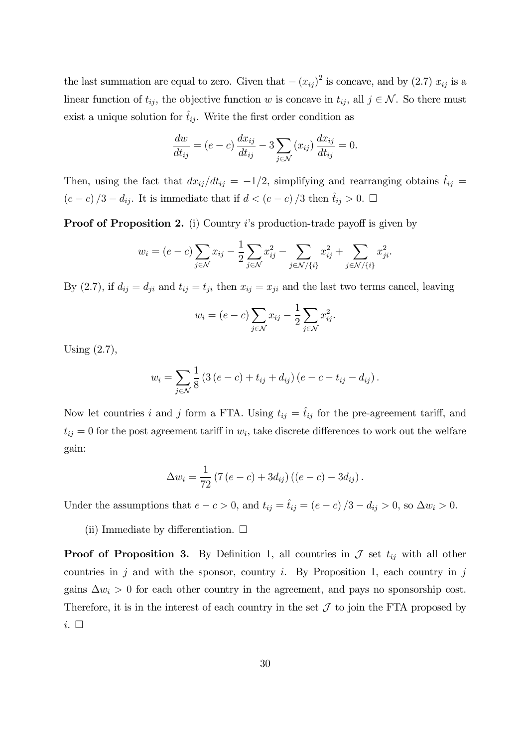the last summation are equal to zero. Given that $-(x_{ij})^2$ is concave, and by (2.7) $x_{ij}$ is a linear function of $t_{ij}$, the objective function $w$ is concave in $t_{ij}$, all $j \in \mathcal{N}$. So there must exist a unique solution for $\hat{t}_{ij}$. Write the first order condition as

$$\frac{dw}{dt_{ij}} = (e-c)\frac{dx_{ij}}{dt_{ij}} - 3\sum_{j\in\mathcal{N}}(x_{ij})\frac{dx_{ij}}{dt_{ij}} = 0.$$

Then, using the fact that $dx_{ij}/dt_{ij} = -1/2$, simplifying and rearranging obtains $\hat{t}_{ij} = (e-c)/3 - d_{ij}$. It is immediate that if $d < (e-c)/3$ then $\hat{t}_{ij} > 0$. □

**Proof of Proposition 2.** (i) Country $i$'s production-trade payoff is given by

$$w_i = (e-c)\sum_{j\in\mathcal{N}} x_{ij} - \frac{1}{2}\sum_{j\in\mathcal{N}} x_{ij}^2 - \sum_{j\in\mathcal{N}/\{i\}} x_{ij}^2 + \sum_{j\in\mathcal{N}/\{i\}} x_{ji}^2.$$

By (2.7), if $d_{ij} = d_{ji}$ and $t_{ij} = t_{ji}$ then $x_{ij} = x_{ji}$ and the last two terms cancel, leaving

$$w_i = (e-c)\sum_{j\in\mathcal{N}} x_{ij} - \frac{1}{2}\sum_{j\in\mathcal{N}} x_{ij}^2.$$

Using (2.7),

$$w_i = \sum_{j\in\mathcal{N}} \frac{1}{8}\left(3(e-c) + t_{ij} + d_{ij}\right)\left(e - c - t_{ij} - d_{ij}\right).$$

Now let countries $i$ and $j$ form a FTA. Using $t_{ij} = \hat{t}_{ij}$ for the pre-agreement tariff, and $t_{ij} = 0$ for the post agreement tariff in $w_i$, take discrete differences to work out the welfare gain:

$$\Delta w_i = \frac{1}{72}\left(7(e-c) + 3d_{ij}\right)\left((e-c) - 3d_{ij}\right).$$

Under the assumptions that $e - c > 0$, and $t_{ij} = \hat{t}_{ij} = (e-c)/3 - d_{ij} > 0$, so $\Delta w_i > 0$.

(ii) Immediate by differentiation. □

**Proof of Proposition 3.** By Definition 1, all countries in $\mathcal{J}$ set $t_{ij}$ with all other countries in $j$ and with the sponsor, country $i$. By Proposition 1, each country in $j$ gains $\Delta w_i > 0$ for each other country in the agreement, and pays no sponsorship cost. Therefore, it is in the interest of each country in the set $\mathcal{J}$ to join the FTA proposed by $i$. □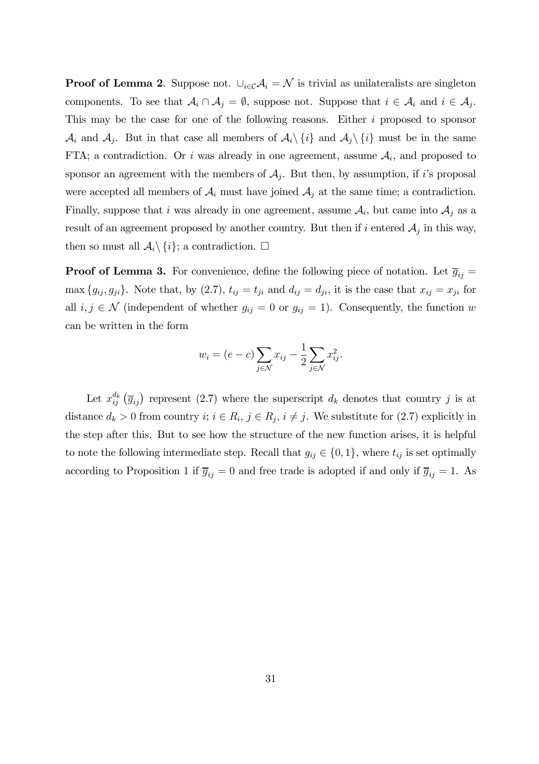**Proof of Lemma 2**. Suppose not. $\cup_{i \in \mathcal{C}} \mathcal{A}_i = \mathcal{N}$ is trivial as unilateralists are singleton components. To see that $\mathcal{A}_i \cap \mathcal{A}_j = \emptyset$, suppose not. Suppose that $i \in \mathcal{A}_i$ and $i \in \mathcal{A}_j$. This may be the case for one of the following reasons. Either $i$ proposed to sponsor $\mathcal{A}_i$ and $\mathcal{A}_j$. But in that case all members of $\mathcal{A}_i \backslash \{i\}$ and $\mathcal{A}_j \backslash \{i\}$ must be in the same FTA; a contradiction. Or $i$ was already in one agreement, assume $\mathcal{A}_i$, and proposed to sponsor an agreement with the members of $\mathcal{A}_j$. But then, by assumption, if $i$'s proposal were accepted all members of $\mathcal{A}_i$ must have joined $\mathcal{A}_j$ at the same time; a contradiction. Finally, suppose that $i$ was already in one agreement, assume $\mathcal{A}_i$, but came into $\mathcal{A}_j$ as a result of an agreement proposed by another country. But then if $i$ entered $\mathcal{A}_j$ in this way, then so must all $\mathcal{A}_i \backslash \{i\}$; a contradiction. $\square$

**Proof of Lemma 3.** For convenience, define the following piece of notation. Let $\overline{g}_{ij} = \max\{g_{ij}, g_{ji}\}$. Note that, by (2.7), $t_{ij} = t_{ji}$ and $d_{ij} = d_{ji}$, it is the case that $x_{ij} = x_{ji}$ for all $i, j \in \mathcal{N}$ (independent of whether $g_{ij} = 0$ or $g_{ij} = 1$). Consequently, the function $w$ can be written in the form

$$w_i = (e - c) \sum_{j \in \mathcal{N}} x_{ij} - \frac{1}{2} \sum_{j \in \mathcal{N}} x_{ij}^2.$$

Let $x_{ij}^{d_k}(\overline{g}_{ij})$ represent (2.7) where the superscript $d_k$ denotes that country $j$ is at distance $d_k > 0$ from country $i$; $i \in R_i$, $j \in R_j$, $i \neq j$. We substitute for (2.7) explicitly in the step after this. But to see how the structure of the new function arises, it is helpful to note the following intermediate step. Recall that $g_{ij} \in \{0, 1\}$, where $t_{ij}$ is set optimally according to Proposition 1 if $\overline{g}_{ij} = 0$ and free trade is adopted if and only if $\overline{g}_{ij} = 1$. As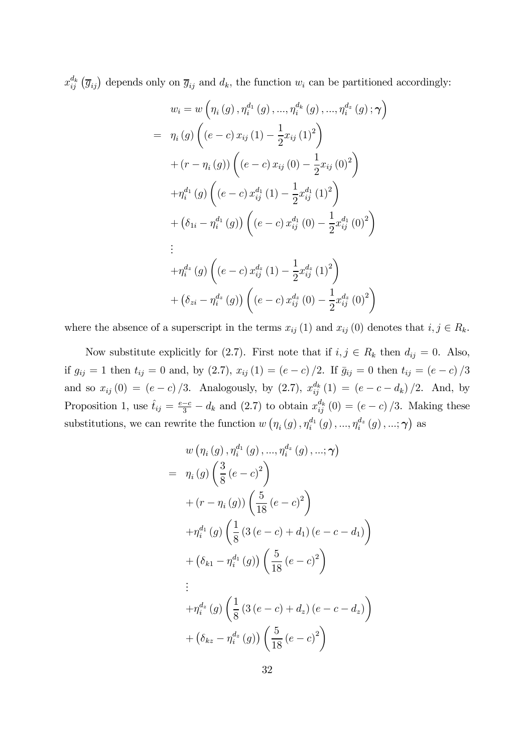$x_{ij}^{d_k}\left(\overline{g}_{ij}\right)$ depends only on $\overline{g}_{ij}$ and $d_k$, the function $w_i$ can be partitioned accordingly:

$$
\begin{aligned}
& w_i = w\left(\eta_i(g), \eta_i^{d_1}(g), ..., \eta_i^{d_k}(g), ..., \eta_i^{d_z}(g); \boldsymbol{\gamma}\right) \\
= \; & \eta_i(g)\left((e-c)\, x_{ij}(1) - \frac{1}{2} x_{ij}(1)^2\right) \\
& + \left(r - \eta_i(g)\right)\left((e-c)\, x_{ij}(0) - \frac{1}{2} x_{ij}(0)^2\right) \\
& + \eta_i^{d_1}(g)\left((e-c)\, x_{ij}^{d_1}(1) - \frac{1}{2} x_{ij}^{d_1}(1)^2\right) \\
& + \left(\delta_{1i} - \eta_i^{d_1}(g)\right)\left((e-c)\, x_{ij}^{d_1}(0) - \frac{1}{2} x_{ij}^{d_1}(0)^2\right) \\
& \vdots \\
& + \eta_i^{d_z}(g)\left((e-c)\, x_{ij}^{d_z}(1) - \frac{1}{2} x_{ij}^{d_z}(1)^2\right) \\
& + \left(\delta_{zi} - \eta_i^{d_z}(g)\right)\left((e-c)\, x_{ij}^{d_z}(0) - \frac{1}{2} x_{ij}^{d_z}(0)^2\right)
\end{aligned}
$$

where the absence of a superscript in the terms $x_{ij}(1)$ and $x_{ij}(0)$ denotes that $i, j \in R_k$.

Now substitute explicitly for (2.7). First note that if $i, j \in R_k$ then $d_{ij} = 0$. Also, if $g_{ij} = 1$ then $t_{ij} = 0$ and, by (2.7), $x_{ij}(1) = (e-c)/2$. If $\bar{g}_{ij} = 0$ then $t_{ij} = (e-c)/3$ and so $x_{ij}(0) = (e-c)/3$. Analogously, by (2.7), $x_{ij}^{d_k}(1) = (e-c-d_k)/2$. And, by Proposition 1, use $\hat{t}_{ij} = \frac{e-c}{3} - d_k$ and (2.7) to obtain $x_{ij}^{d_k}(0) = (e-c)/3$. Making these substitutions, we can rewrite the function $w\left(\eta_i(g), \eta_i^{d_1}(g), ..., \eta_i^{d_z}(g), ...; \boldsymbol{\gamma}\right)$ as

$$
\begin{aligned}
& w\left(\eta_i(g), \eta_i^{d_1}(g), ..., \eta_i^{d_z}(g), ...; \boldsymbol{\gamma}\right) \\
= \; & \eta_i(g)\left(\frac{3}{8}(e-c)^2\right) \\
& + \left(r - \eta_i(g)\right)\left(\frac{5}{18}(e-c)^2\right) \\
& + \eta_i^{d_1}(g)\left(\frac{1}{8}\left(3(e-c) + d_1\right)(e-c-d_1)\right) \\
& + \left(\delta_{k1} - \eta_i^{d_1}(g)\right)\left(\frac{5}{18}(e-c)^2\right) \\
& \vdots \\
& + \eta_i^{d_z}(g)\left(\frac{1}{8}\left(3(e-c) + d_z\right)(e-c-d_z)\right) \\
& + \left(\delta_{kz} - \eta_i^{d_z}(g)\right)\left(\frac{5}{18}(e-c)^2\right)
\end{aligned}
$$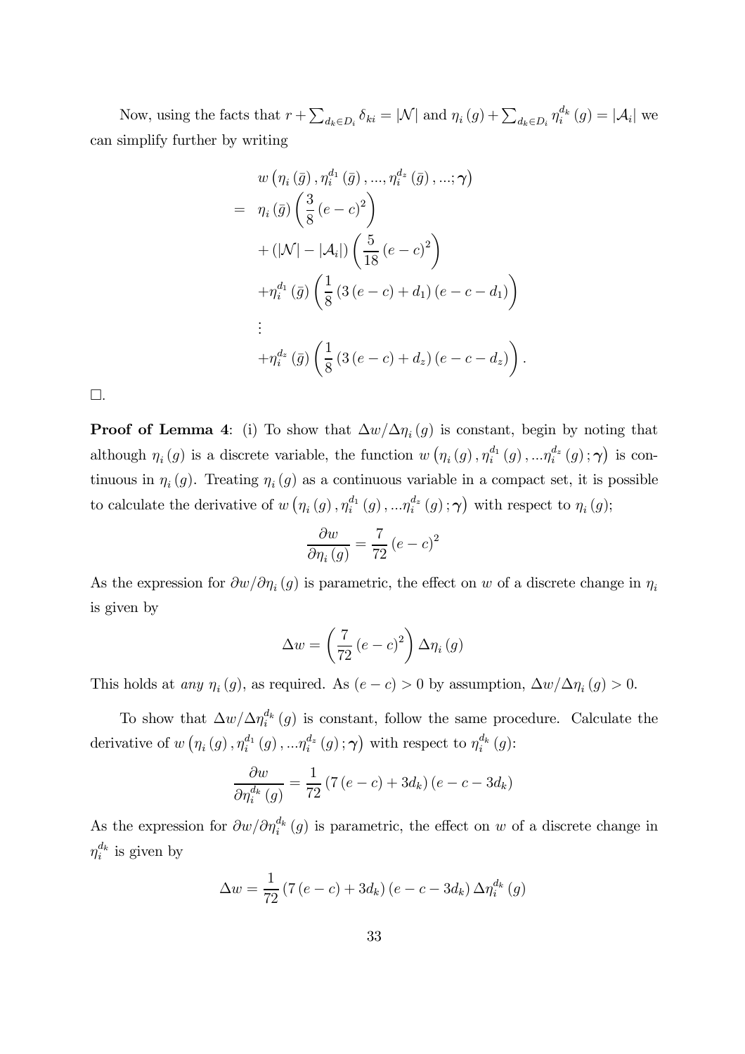Now, using the facts that $r + \sum_{d_k \in D_i} \delta_{ki} = |\mathcal{N}|$ and $\eta_i(g) + \sum_{d_k \in D_i} \eta_i^{d_k}(g) = |\mathcal{A}_i|$ we can simplify further by writing

$$
\begin{aligned}
& w\left(\eta_i(\bar{g}), \eta_i^{d_1}(\bar{g}), ..., \eta_i^{d_z}(\bar{g}), ...; \boldsymbol{\gamma}\right) \\
= \ & \eta_i(\bar{g}) \left(\frac{3}{8}(e-c)^2\right) \\
& + (|\mathcal{N}| - |\mathcal{A}_i|) \left(\frac{5}{18}(e-c)^2\right) \\
& + \eta_i^{d_1}(\bar{g}) \left(\frac{1}{8}(3(e-c)+d_1)(e-c-d_1)\right) \\
& \vdots \\
& + \eta_i^{d_z}(\bar{g}) \left(\frac{1}{8}(3(e-c)+d_z)(e-c-d_z)\right).
\end{aligned}
$$

□.

**Proof of Lemma 4**: (i) To show that $\Delta w / \Delta \eta_i(g)$ is constant, begin by noting that although $\eta_i(g)$ is a discrete variable, the function $w\left(\eta_i(g), \eta_i^{d_1}(g), ...\eta_i^{d_z}(g); \boldsymbol{\gamma}\right)$ is continuous in $\eta_i(g)$. Treating $\eta_i(g)$ as a continuous variable in a compact set, it is possible to calculate the derivative of $w\left(\eta_i(g), \eta_i^{d_1}(g), ...\eta_i^{d_z}(g); \boldsymbol{\gamma}\right)$ with respect to $\eta_i(g)$;

$$
\frac{\partial w}{\partial \eta_i(g)} = \frac{7}{72}(e-c)^2
$$

As the expression for $\partial w / \partial \eta_i(g)$ is parametric, the effect on $w$ of a discrete change in $\eta_i$ is given by

$$
\Delta w = \left(\frac{7}{72}(e-c)^2\right) \Delta \eta_i(g)
$$

This holds at *any* $\eta_i(g)$, as required. As $(e-c) > 0$ by assumption, $\Delta w / \Delta \eta_i(g) > 0$.

To show that $\Delta w / \Delta \eta_i^{d_k}(g)$ is constant, follow the same procedure. Calculate the derivative of $w\left(\eta_i(g), \eta_i^{d_1}(g), ...\eta_i^{d_z}(g); \boldsymbol{\gamma}\right)$ with respect to $\eta_i^{d_k}(g)$:

$$
\frac{\partial w}{\partial \eta_i^{d_k}(g)} = \frac{1}{72}(7(e-c)+3d_k)(e-c-3d_k)
$$

As the expression for $\partial w / \partial \eta_i^{d_k}(g)$ is parametric, the effect on $w$ of a discrete change in $\eta_i^{d_k}$ is given by

$$
\Delta w = \frac{1}{72}(7(e-c)+3d_k)(e-c-3d_k) \Delta \eta_i^{d_k}(g)
$$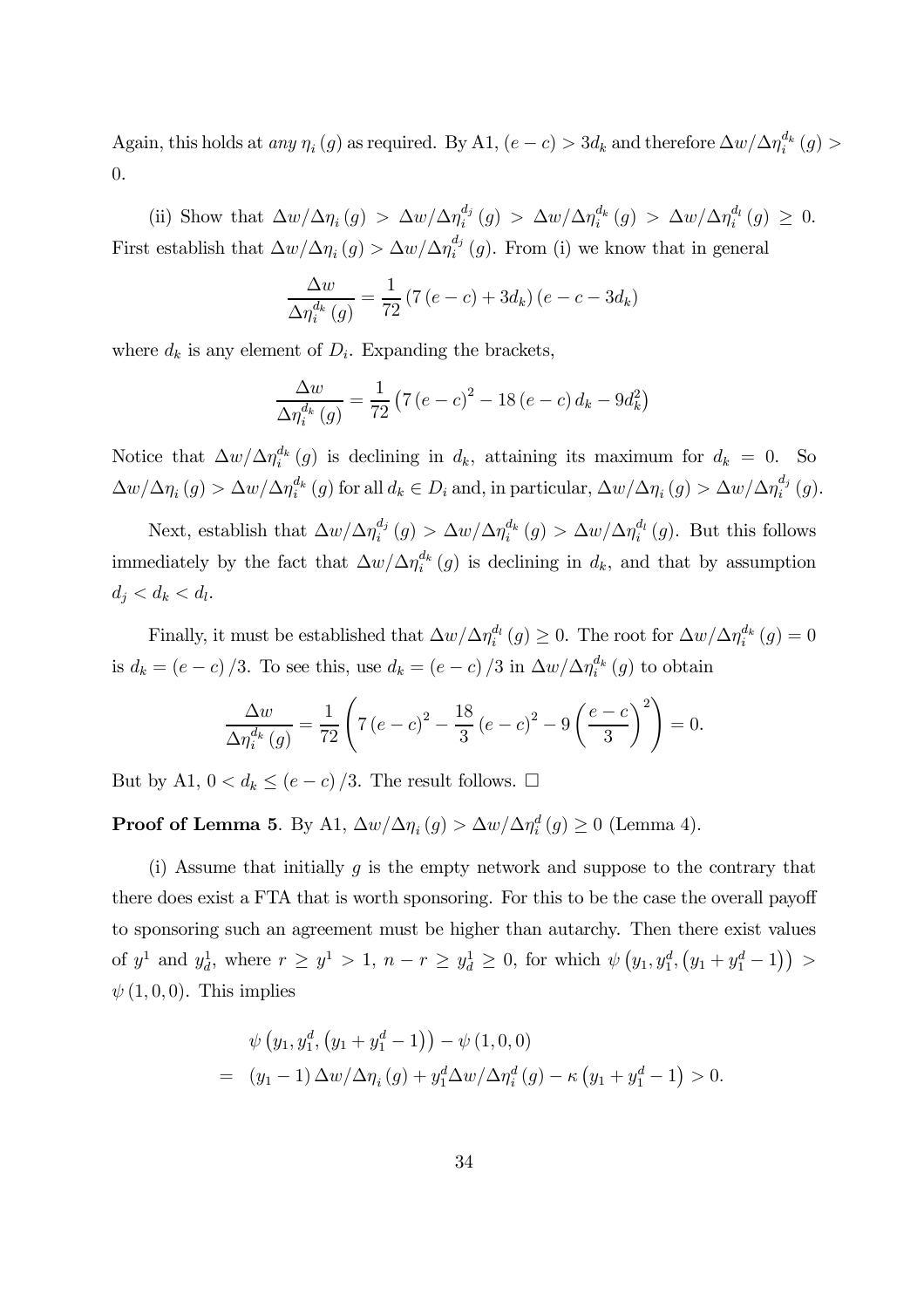Again, this holds at *any* $\eta_i(g)$ as required. By A1, $(e-c) > 3d_k$ and therefore $\Delta w / \Delta \eta_i^{d_k}(g) > 0$.

(ii) Show that $\Delta w / \Delta \eta_i(g) > \Delta w / \Delta \eta_i^{d_j}(g) > \Delta w / \Delta \eta_i^{d_k}(g) > \Delta w / \Delta \eta_i^{d_l}(g) \geq 0$. First establish that $\Delta w / \Delta \eta_i(g) > \Delta w / \Delta \eta_i^{d_j}(g)$. From (i) we know that in general

$$\frac{\Delta w}{\Delta \eta_i^{d_k}(g)} = \frac{1}{72}\left(7(e-c) + 3d_k\right)(e-c-3d_k)$$

where $d_k$ is any element of $D_i$. Expanding the brackets,

$$\frac{\Delta w}{\Delta \eta_i^{d_k}(g)} = \frac{1}{72}\left(7(e-c)^2 - 18(e-c)d_k - 9d_k^2\right)$$

Notice that $\Delta w / \Delta \eta_i^{d_k}(g)$ is declining in $d_k$, attaining its maximum for $d_k = 0$. So $\Delta w / \Delta \eta_i(g) > \Delta w / \Delta \eta_i^{d_k}(g)$ for all $d_k \in D_i$ and, in particular, $\Delta w / \Delta \eta_i(g) > \Delta w / \Delta \eta_i^{d_j}(g)$.

Next, establish that $\Delta w / \Delta \eta_i^{d_j}(g) > \Delta w / \Delta \eta_i^{d_k}(g) > \Delta w / \Delta \eta_i^{d_l}(g)$. But this follows immediately by the fact that $\Delta w / \Delta \eta_i^{d_k}(g)$ is declining in $d_k$, and that by assumption $d_j < d_k < d_l$.

Finally, it must be established that $\Delta w / \Delta \eta_i^{d_l}(g) \geq 0$. The root for $\Delta w / \Delta \eta_i^{d_k}(g) = 0$ is $d_k = (e-c)/3$. To see this, use $d_k = (e-c)/3$ in $\Delta w / \Delta \eta_i^{d_k}(g)$ to obtain

$$\frac{\Delta w}{\Delta \eta_i^{d_k}(g)} = \frac{1}{72}\left(7(e-c)^2 - \frac{18}{3}(e-c)^2 - 9\left(\frac{e-c}{3}\right)^2\right) = 0.$$

But by A1, $0 < d_k \leq (e-c)/3$. The result follows. $\square$

**Proof of Lemma 5**. By A1, $\Delta w / \Delta \eta_i(g) > \Delta w / \Delta \eta_i^d(g) \geq 0$ (Lemma 4).

(i) Assume that initially $g$ is the empty network and suppose to the contrary that there does exist a FTA that is worth sponsoring. For this to be the case the overall payoff to sponsoring such an agreement must be higher than autarchy. Then there exist values of $y^1$ and $y_d^1$, where $r \geq y^1 > 1$, $n - r \geq y_d^1 \geq 0$, for which $\psi\left(y_1, y_1^d, \left(y_1 + y_1^d - 1\right)\right) > \psi(1, 0, 0)$. This implies

$$\begin{aligned}
&\psi\left(y_1, y_1^d, \left(y_1 + y_1^d - 1\right)\right) - \psi(1, 0, 0) \\
= \;& (y_1 - 1)\Delta w / \Delta \eta_i(g) + y_1^d \Delta w / \Delta \eta_i^d(g) - \kappa\left(y_1 + y_1^d - 1\right) > 0.
\end{aligned}$$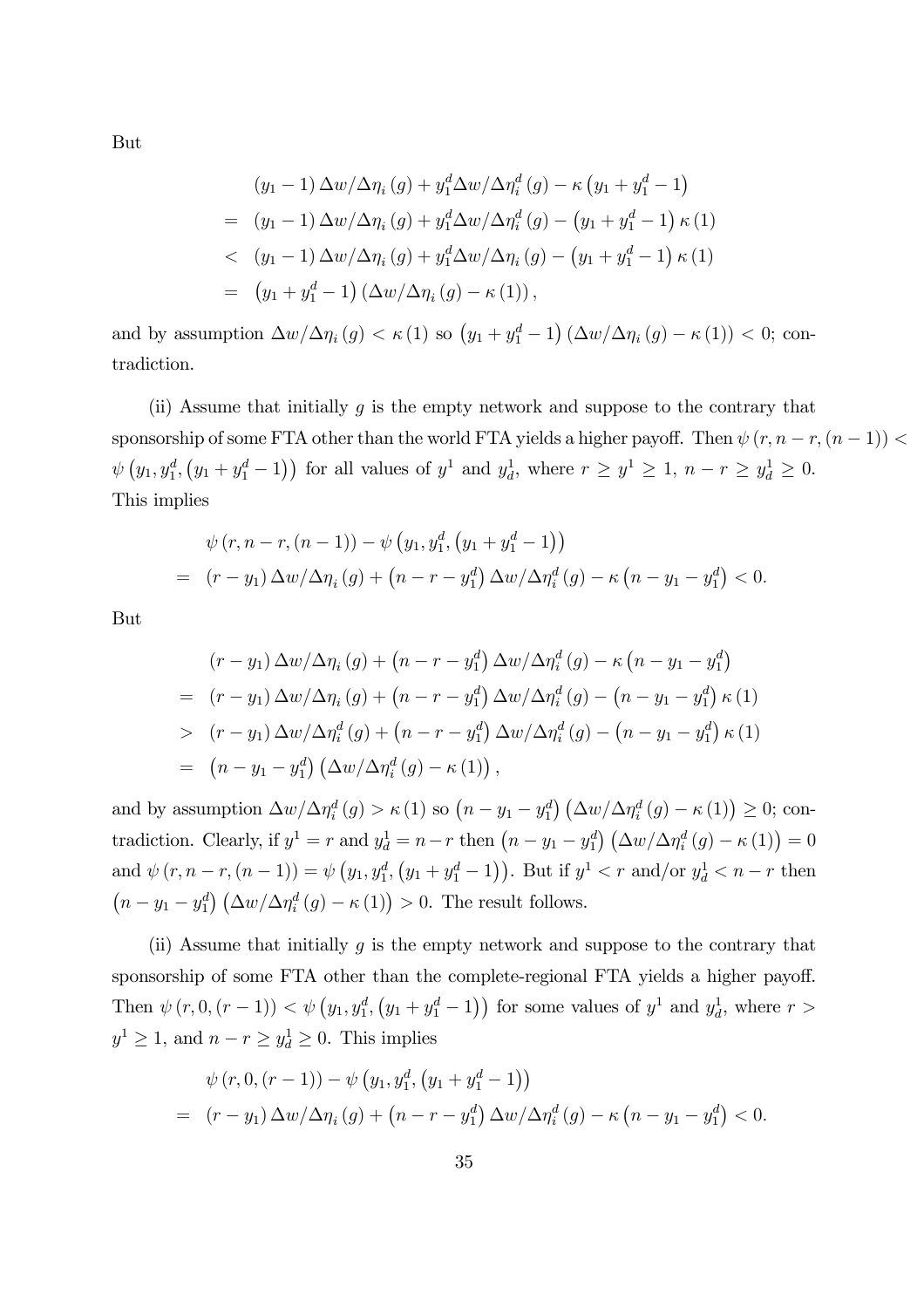But

$$
\begin{aligned}
& (y_1 - 1)\,\Delta w/\Delta\eta_i(g) + y_1^d \Delta w/\Delta\eta_i^d(g) - \kappa\left(y_1 + y_1^d - 1\right) \\
= \;& (y_1 - 1)\,\Delta w/\Delta\eta_i(g) + y_1^d \Delta w/\Delta\eta_i^d(g) - \left(y_1 + y_1^d - 1\right)\kappa(1) \\
< \;& (y_1 - 1)\,\Delta w/\Delta\eta_i(g) + y_1^d \Delta w/\Delta\eta_i(g) - \left(y_1 + y_1^d - 1\right)\kappa(1) \\
= \;& \left(y_1 + y_1^d - 1\right)\left(\Delta w/\Delta\eta_i(g) - \kappa(1)\right),
\end{aligned}
$$

and by assumption $\Delta w/\Delta\eta_i(g) < \kappa(1)$ so $\left(y_1 + y_1^d - 1\right)\left(\Delta w/\Delta\eta_i(g) - \kappa(1)\right) < 0$; contradiction.

(ii) Assume that initially $g$ is the empty network and suppose to the contrary that sponsorship of some FTA other than the world FTA yields a higher payoff. Then $\psi(r, n-r, (n-1)) < \psi\left(y_1, y_1^d, \left(y_1 + y_1^d - 1\right)\right)$ for all values of $y^1$ and $y_d^1$, where $r \geq y^1 \geq 1$, $n - r \geq y_d^1 \geq 0$. This implies

$$
\begin{aligned}
& \psi(r, n-r, (n-1)) - \psi\left(y_1, y_1^d, \left(y_1 + y_1^d - 1\right)\right) \\
= \;& (r - y_1)\,\Delta w/\Delta\eta_i(g) + \left(n - r - y_1^d\right)\Delta w/\Delta\eta_i^d(g) - \kappa\left(n - y_1 - y_1^d\right) < 0.
\end{aligned}
$$

But

$$
\begin{aligned}
& (r - y_1)\,\Delta w/\Delta\eta_i(g) + \left(n - r - y_1^d\right)\Delta w/\Delta\eta_i^d(g) - \kappa\left(n - y_1 - y_1^d\right) \\
= \;& (r - y_1)\,\Delta w/\Delta\eta_i(g) + \left(n - r - y_1^d\right)\Delta w/\Delta\eta_i^d(g) - \left(n - y_1 - y_1^d\right)\kappa(1) \\
> \;& (r - y_1)\,\Delta w/\Delta\eta_i^d(g) + \left(n - r - y_1^d\right)\Delta w/\Delta\eta_i^d(g) - \left(n - y_1 - y_1^d\right)\kappa(1) \\
= \;& \left(n - y_1 - y_1^d\right)\left(\Delta w/\Delta\eta_i^d(g) - \kappa(1)\right),
\end{aligned}
$$

and by assumption $\Delta w/\Delta\eta_i^d(g) > \kappa(1)$ so $\left(n - y_1 - y_1^d\right)\left(\Delta w/\Delta\eta_i^d(g) - \kappa(1)\right) \geq 0$; contradiction. Clearly, if $y^1 = r$ and $y_d^1 = n - r$ then $\left(n - y_1 - y_1^d\right)\left(\Delta w/\Delta\eta_i^d(g) - \kappa(1)\right) = 0$ and $\psi(r, n-r, (n-1)) = \psi\left(y_1, y_1^d, \left(y_1 + y_1^d - 1\right)\right)$. But if $y^1 < r$ and/or $y_d^1 < n - r$ then $\left(n - y_1 - y_1^d\right)\left(\Delta w/\Delta\eta_i^d(g) - \kappa(1)\right) > 0$. The result follows.

(ii) Assume that initially $g$ is the empty network and suppose to the contrary that sponsorship of some FTA other than the complete-regional FTA yields a higher payoff. Then $\psi(r, 0, (r-1)) < \psi\left(y_1, y_1^d, \left(y_1 + y_1^d - 1\right)\right)$ for some values of $y^1$ and $y_d^1$, where $r > y^1 \geq 1$, and $n - r \geq y_d^1 \geq 0$. This implies

$$
\begin{aligned}
& \psi(r, 0, (r-1)) - \psi\left(y_1, y_1^d, \left(y_1 + y_1^d - 1\right)\right) \\
= \;& (r - y_1)\,\Delta w/\Delta\eta_i(g) + \left(n - r - y_1^d\right)\Delta w/\Delta\eta_i^d(g) - \kappa\left(n - y_1 - y_1^d\right) < 0.
\end{aligned}
$$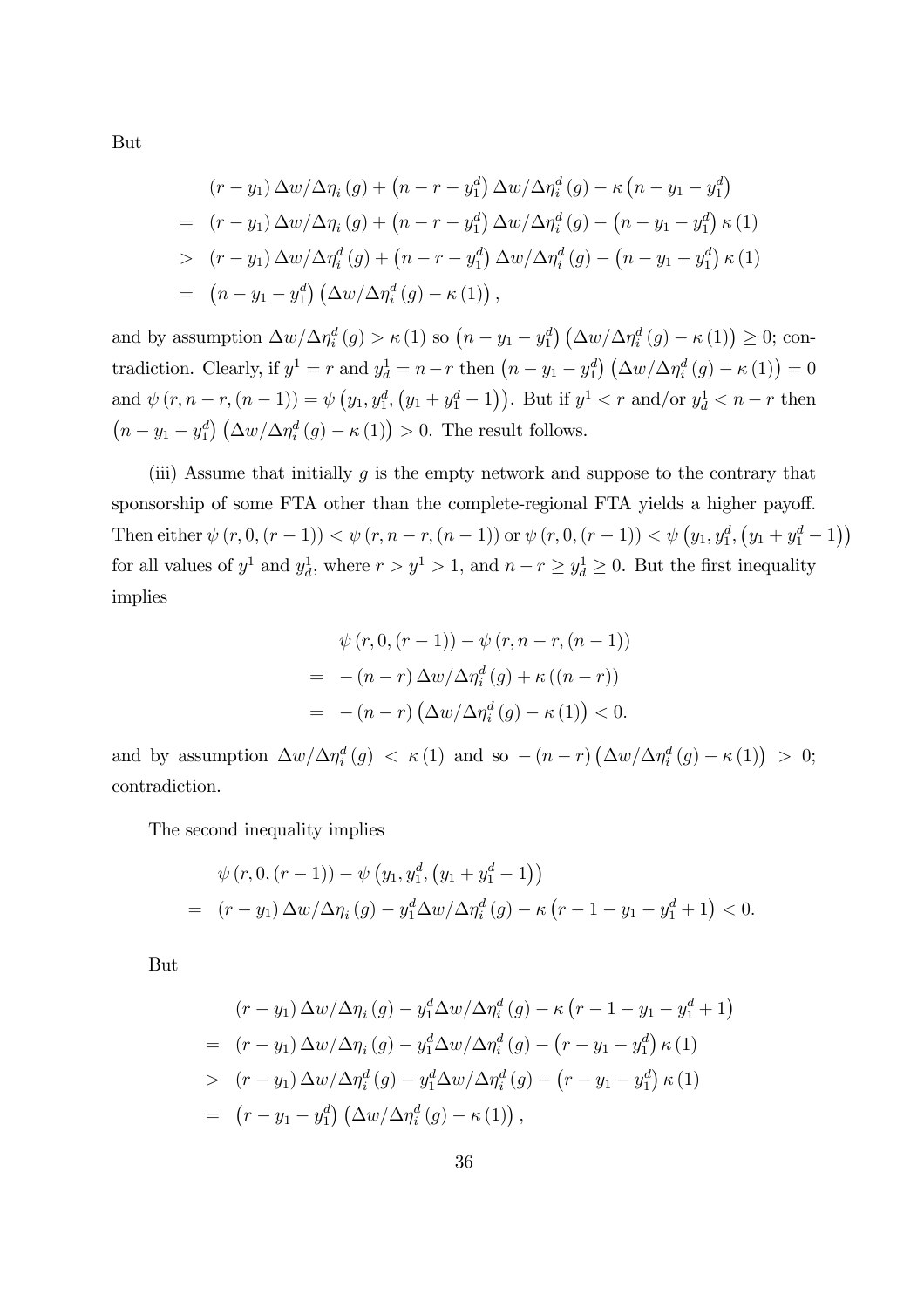But

$$
\begin{aligned}
& (r-y_1)\,\Delta w/\Delta\eta_i(g) + \left(n-r-y_1^d\right)\Delta w/\Delta\eta_i^d(g) - \kappa\left(n-y_1-y_1^d\right) \\
= \;& (r-y_1)\,\Delta w/\Delta\eta_i(g) + \left(n-r-y_1^d\right)\Delta w/\Delta\eta_i^d(g) - \left(n-y_1-y_1^d\right)\kappa(1) \\
> \;& (r-y_1)\,\Delta w/\Delta\eta_i^d(g) + \left(n-r-y_1^d\right)\Delta w/\Delta\eta_i^d(g) - \left(n-y_1-y_1^d\right)\kappa(1) \\
= \;& \left(n-y_1-y_1^d\right)\left(\Delta w/\Delta\eta_i^d(g) - \kappa(1)\right),
\end{aligned}
$$

and by assumption $\Delta w/\Delta\eta_i^d(g) > \kappa(1)$ so $\left(n-y_1-y_1^d\right)\left(\Delta w/\Delta\eta_i^d(g)-\kappa(1)\right) \geq 0$; contradiction. Clearly, if $y^1 = r$ and $y_d^1 = n-r$ then $\left(n-y_1-y_1^d\right)\left(\Delta w/\Delta\eta_i^d(g)-\kappa(1)\right) = 0$ and $\psi(r, n-r, (n-1)) = \psi\left(y_1, y_1^d, \left(y_1+y_1^d-1\right)\right)$. But if $y^1 < r$ and/or $y_d^1 < n-r$ then $\left(n-y_1-y_1^d\right)\left(\Delta w/\Delta\eta_i^d(g)-\kappa(1)\right) > 0$. The result follows.

(iii) Assume that initially $g$ is the empty network and suppose to the contrary that sponsorship of some FTA other than the complete-regional FTA yields a higher payoff. Then either $\psi(r, 0, (r-1)) < \psi(r, n-r, (n-1))$ or $\psi(r, 0, (r-1)) < \psi\left(y_1, y_1^d, \left(y_1+y_1^d-1\right)\right)$ for all values of $y^1$ and $y_d^1$, where $r > y^1 > 1$, and $n-r \geq y_d^1 \geq 0$. But the first inequality implies

$$
\begin{aligned}
& \psi(r, 0, (r-1)) - \psi(r, n-r, (n-1)) \\
= \;& -(n-r)\,\Delta w/\Delta\eta_i^d(g) + \kappa((n-r)) \\
= \;& -(n-r)\left(\Delta w/\Delta\eta_i^d(g) - \kappa(1)\right) < 0.
\end{aligned}
$$

and by assumption $\Delta w/\Delta\eta_i^d(g) < \kappa(1)$ and so $-(n-r)\left(\Delta w/\Delta\eta_i^d(g)-\kappa(1)\right) > 0$; contradiction.

The second inequality implies

$$
\begin{aligned}
& \psi(r, 0, (r-1)) - \psi\left(y_1, y_1^d, \left(y_1+y_1^d-1\right)\right) \\
= \;& (r-y_1)\,\Delta w/\Delta\eta_i(g) - y_1^d\Delta w/\Delta\eta_i^d(g) - \kappa\left(r-1-y_1-y_1^d+1\right) < 0.
\end{aligned}
$$

But

$$
\begin{aligned}
& (r-y_1)\,\Delta w/\Delta\eta_i(g) - y_1^d\Delta w/\Delta\eta_i^d(g) - \kappa\left(r-1-y_1-y_1^d+1\right) \\
= \;& (r-y_1)\,\Delta w/\Delta\eta_i(g) - y_1^d\Delta w/\Delta\eta_i^d(g) - \left(r-y_1-y_1^d\right)\kappa(1) \\
> \;& (r-y_1)\,\Delta w/\Delta\eta_i^d(g) - y_1^d\Delta w/\Delta\eta_i^d(g) - \left(r-y_1-y_1^d\right)\kappa(1) \\
= \;& \left(r-y_1-y_1^d\right)\left(\Delta w/\Delta\eta_i^d(g) - \kappa(1)\right),
\end{aligned}
$$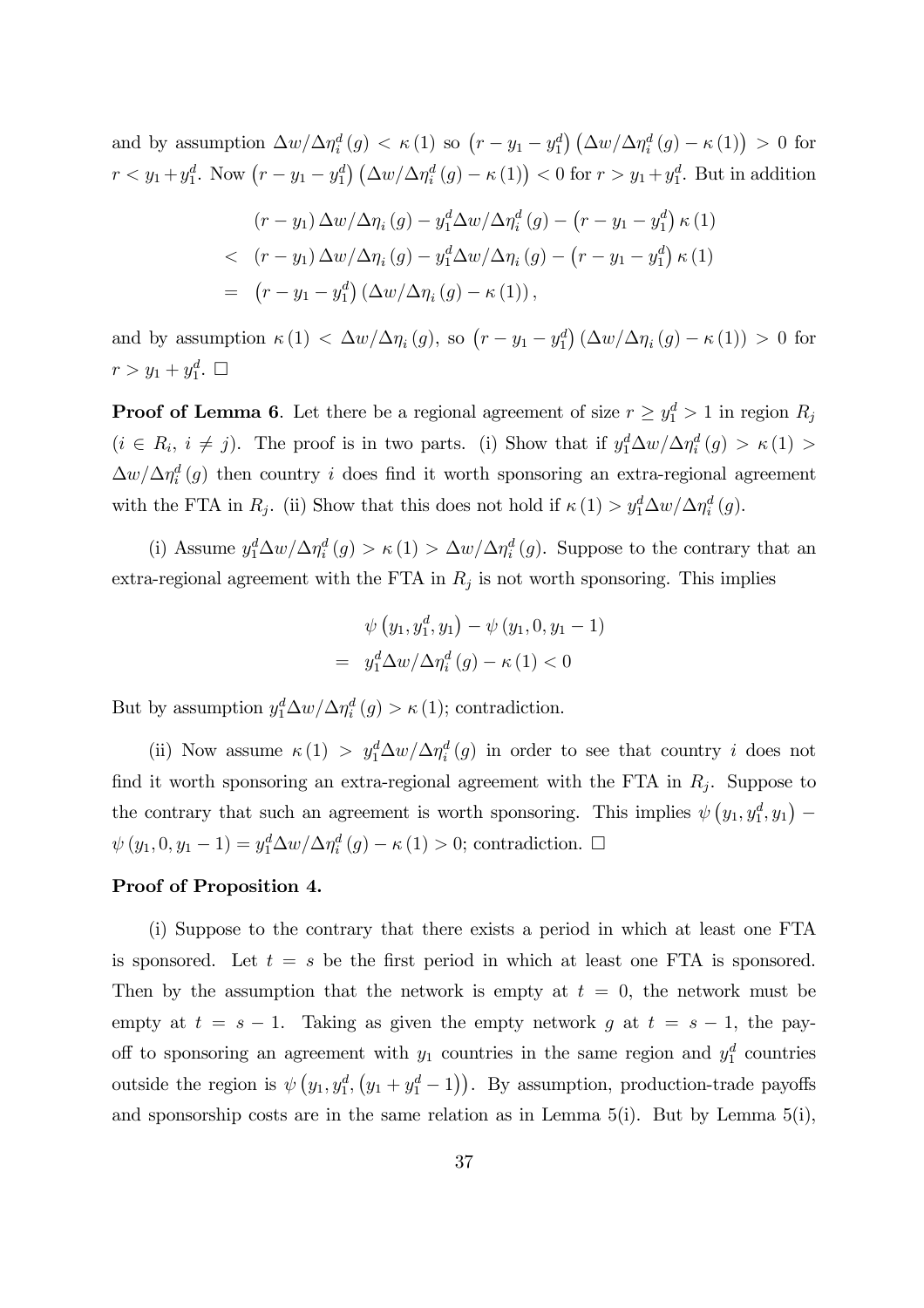and by assumption $\Delta w/\Delta\eta_i^d(g) < \kappa(1)$ so $\left(r - y_1 - y_1^d\right)\left(\Delta w/\Delta\eta_i^d(g) - \kappa(1)\right) > 0$ for $r < y_1 + y_1^d$. Now $\left(r - y_1 - y_1^d\right)\left(\Delta w/\Delta\eta_i^d(g) - \kappa(1)\right) < 0$ for $r > y_1 + y_1^d$. But in addition

$$
\begin{aligned}
& (r - y_1)\,\Delta w/\Delta\eta_i(g) - y_1^d \Delta w/\Delta\eta_i^d(g) - \left(r - y_1 - y_1^d\right)\kappa(1) \\
< \; & (r - y_1)\,\Delta w/\Delta\eta_i(g) - y_1^d \Delta w/\Delta\eta_i(g) - \left(r - y_1 - y_1^d\right)\kappa(1) \\
= \; & \left(r - y_1 - y_1^d\right)\left(\Delta w/\Delta\eta_i(g) - \kappa(1)\right),
\end{aligned}
$$

and by assumption $\kappa(1) < \Delta w/\Delta\eta_i(g)$, so $\left(r - y_1 - y_1^d\right)\left(\Delta w/\Delta\eta_i(g) - \kappa(1)\right) > 0$ for $r > y_1 + y_1^d$. $\square$

**Proof of Lemma 6**. Let there be a regional agreement of size $r \geq y_1^d > 1$ in region $R_j$ ($i \in R_i$, $i \neq j$). The proof is in two parts. (i) Show that if $y_1^d \Delta w/\Delta\eta_i^d(g) > \kappa(1) > \Delta w/\Delta\eta_i^d(g)$ then country $i$ does find it worth sponsoring an extra-regional agreement with the FTA in $R_j$. (ii) Show that this does not hold if $\kappa(1) > y_1^d \Delta w/\Delta\eta_i^d(g)$.

(i) Assume $y_1^d \Delta w/\Delta\eta_i^d(g) > \kappa(1) > \Delta w/\Delta\eta_i^d(g)$. Suppose to the contrary that an extra-regional agreement with the FTA in $R_j$ is not worth sponsoring. This implies

$$
\begin{aligned}
& \psi\left(y_1, y_1^d, y_1\right) - \psi\left(y_1, 0, y_1 - 1\right) \\
= \; & y_1^d \Delta w/\Delta\eta_i^d(g) - \kappa(1) < 0
\end{aligned}
$$

But by assumption $y_1^d \Delta w/\Delta\eta_i^d(g) > \kappa(1)$; contradiction.

(ii) Now assume $\kappa(1) > y_1^d \Delta w/\Delta\eta_i^d(g)$ in order to see that country $i$ does not find it worth sponsoring an extra-regional agreement with the FTA in $R_j$. Suppose to the contrary that such an agreement is worth sponsoring. This implies $\psi\left(y_1, y_1^d, y_1\right) - \psi\left(y_1, 0, y_1 - 1\right) = y_1^d \Delta w/\Delta\eta_i^d(g) - \kappa(1) > 0$; contradiction. $\square$

**Proof of Proposition 4.**

(i) Suppose to the contrary that there exists a period in which at least one FTA is sponsored. Let $t = s$ be the first period in which at least one FTA is sponsored. Then by the assumption that the network is empty at $t = 0$, the network must be empty at $t = s - 1$. Taking as given the empty network $g$ at $t = s - 1$, the payoff to sponsoring an agreement with $y_1$ countries in the same region and $y_1^d$ countries outside the region is $\psi\left(y_1, y_1^d, \left(y_1 + y_1^d - 1\right)\right)$. By assumption, production-trade payoffs and sponsorship costs are in the same relation as in Lemma 5(i). But by Lemma 5(i),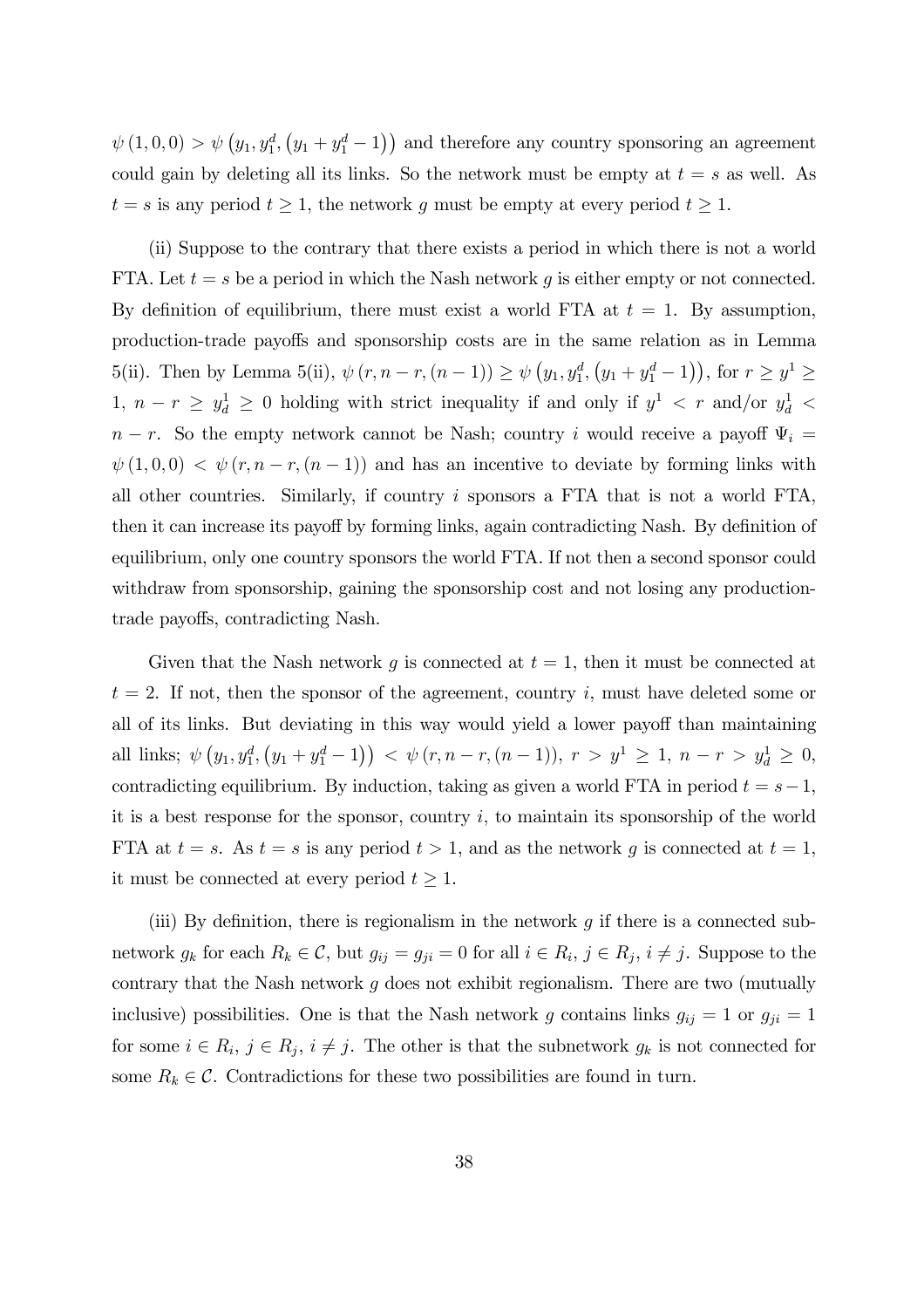$\psi(1,0,0) > \psi(y_1, y_1^d, (y_1 + y_1^d - 1))$ and therefore any country sponsoring an agreement could gain by deleting all its links. So the network must be empty at $t = s$ as well. As $t = s$ is any period $t \geq 1$, the network $g$ must be empty at every period $t \geq 1$.

(ii) Suppose to the contrary that there exists a period in which there is not a world FTA. Let $t = s$ be a period in which the Nash network $g$ is either empty or not connected. By definition of equilibrium, there must exist a world FTA at $t = 1$. By assumption, production-trade payoffs and sponsorship costs are in the same relation as in Lemma 5(ii). Then by Lemma 5(ii), $\psi(r, n-r, (n-1)) \geq \psi(y_1, y_1^d, (y_1 + y_1^d - 1))$, for $r \geq y^1 \geq 1$, $n - r \geq y_d^1 \geq 0$ holding with strict inequality if and only if $y^1 < r$ and/or $y_d^1 < n - r$. So the empty network cannot be Nash; country $i$ would receive a payoff $\Psi_i = \psi(1,0,0) < \psi(r, n-r, (n-1))$ and has an incentive to deviate by forming links with all other countries. Similarly, if country $i$ sponsors a FTA that is not a world FTA, then it can increase its payoff by forming links, again contradicting Nash. By definition of equilibrium, only one country sponsors the world FTA. If not then a second sponsor could withdraw from sponsorship, gaining the sponsorship cost and not losing any production-trade payoffs, contradicting Nash.

Given that the Nash network $g$ is connected at $t = 1$, then it must be connected at $t = 2$. If not, then the sponsor of the agreement, country $i$, must have deleted some or all of its links. But deviating in this way would yield a lower payoff than maintaining all links; $\psi(y_1, y_1^d, (y_1 + y_1^d - 1)) < \psi(r, n-r, (n-1))$, $r > y^1 \geq 1$, $n - r > y_d^1 \geq 0$, contradicting equilibrium. By induction, taking as given a world FTA in period $t = s - 1$, it is a best response for the sponsor, country $i$, to maintain its sponsorship of the world FTA at $t = s$. As $t = s$ is any period $t > 1$, and as the network $g$ is connected at $t = 1$, it must be connected at every period $t \geq 1$.

(iii) By definition, there is regionalism in the network $g$ if there is a connected subnetwork $g_k$ for each $R_k \in \mathcal{C}$, but $g_{ij} = g_{ji} = 0$ for all $i \in R_i$, $j \in R_j$, $i \neq j$. Suppose to the contrary that the Nash network $g$ does not exhibit regionalism. There are two (mutually inclusive) possibilities. One is that the Nash network $g$ contains links $g_{ij} = 1$ or $g_{ji} = 1$ for some $i \in R_i$, $j \in R_j$, $i \neq j$. The other is that the subnetwork $g_k$ is not connected for some $R_k \in \mathcal{C}$. Contradictions for these two possibilities are found in turn.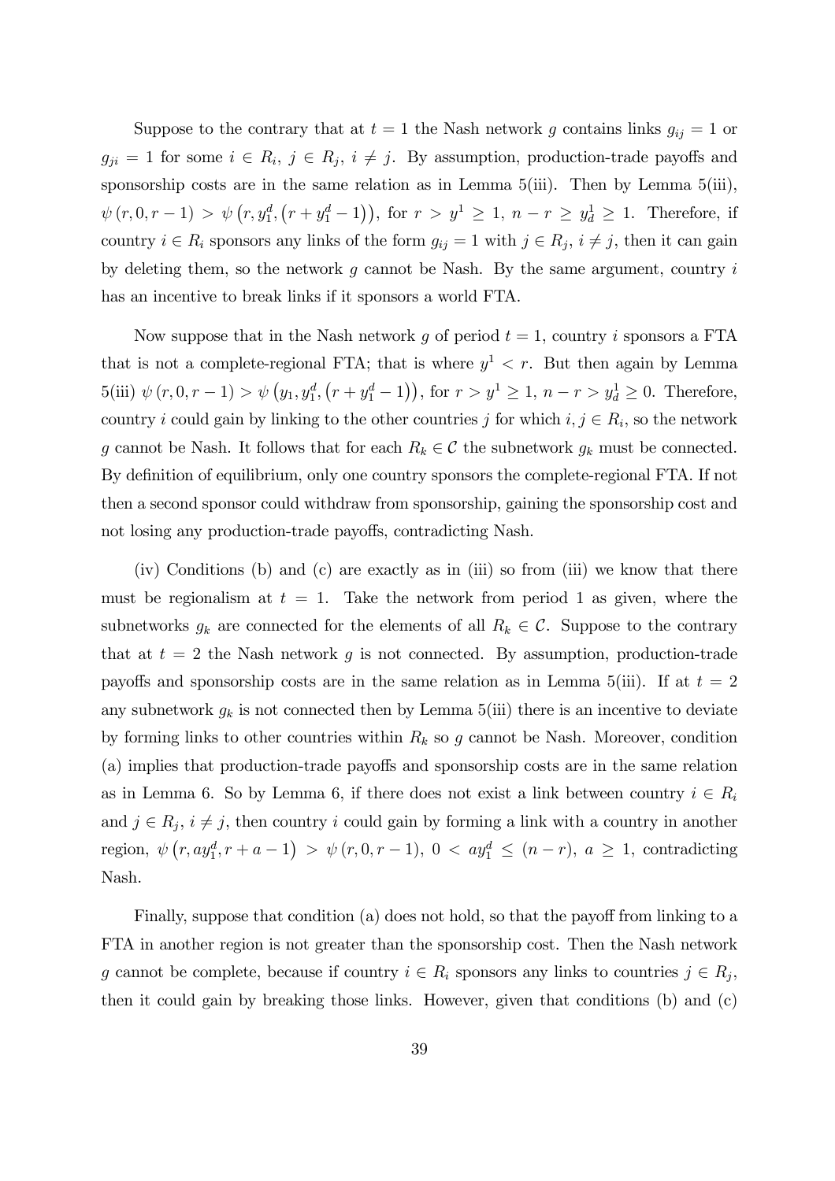Suppose to the contrary that at $t = 1$ the Nash network $g$ contains links $g_{ij} = 1$ or $g_{ji} = 1$ for some $i \in R_i$, $j \in R_j$, $i \neq j$. By assumption, production-trade payoffs and sponsorship costs are in the same relation as in Lemma 5(iii). Then by Lemma 5(iii), $\psi(r, 0, r-1) > \psi\left(r, y_1^d, \left(r + y_1^d - 1\right)\right)$, for $r > y^1 \geq 1$, $n - r \geq y_d^1 \geq 1$. Therefore, if country $i \in R_i$ sponsors any links of the form $g_{ij} = 1$ with $j \in R_j$, $i \neq j$, then it can gain by deleting them, so the network $g$ cannot be Nash. By the same argument, country $i$ has an incentive to break links if it sponsors a world FTA.

Now suppose that in the Nash network $g$ of period $t = 1$, country $i$ sponsors a FTA that is not a complete-regional FTA; that is where $y^1 < r$. But then again by Lemma 5(iii) $\psi(r, 0, r-1) > \psi\left(y_1, y_1^d, \left(r + y_1^d - 1\right)\right)$, for $r > y^1 \geq 1$, $n - r > y_d^1 \geq 0$. Therefore, country $i$ could gain by linking to the other countries $j$ for which $i, j \in R_i$, so the network $g$ cannot be Nash. It follows that for each $R_k \in \mathcal{C}$ the subnetwork $g_k$ must be connected. By definition of equilibrium, only one country sponsors the complete-regional FTA. If not then a second sponsor could withdraw from sponsorship, gaining the sponsorship cost and not losing any production-trade payoffs, contradicting Nash.

(iv) Conditions (b) and (c) are exactly as in (iii) so from (iii) we know that there must be regionalism at $t = 1$. Take the network from period 1 as given, where the subnetworks $g_k$ are connected for the elements of all $R_k \in \mathcal{C}$. Suppose to the contrary that at $t = 2$ the Nash network $g$ is not connected. By assumption, production-trade payoffs and sponsorship costs are in the same relation as in Lemma 5(iii). If at $t = 2$ any subnetwork $g_k$ is not connected then by Lemma 5(iii) there is an incentive to deviate by forming links to other countries within $R_k$ so $g$ cannot be Nash. Moreover, condition (a) implies that production-trade payoffs and sponsorship costs are in the same relation as in Lemma 6. So by Lemma 6, if there does not exist a link between country $i \in R_i$ and $j \in R_j$, $i \neq j$, then country $i$ could gain by forming a link with a country in another region, $\psi\left(r, ay_1^d, r + a - 1\right) > \psi(r, 0, r-1)$, $0 < ay_1^d \leq (n - r)$, $a \geq 1$, contradicting Nash.

Finally, suppose that condition (a) does not hold, so that the payoff from linking to a FTA in another region is not greater than the sponsorship cost. Then the Nash network $g$ cannot be complete, because if country $i \in R_i$ sponsors any links to countries $j \in R_j$, then it could gain by breaking those links. However, given that conditions (b) and (c)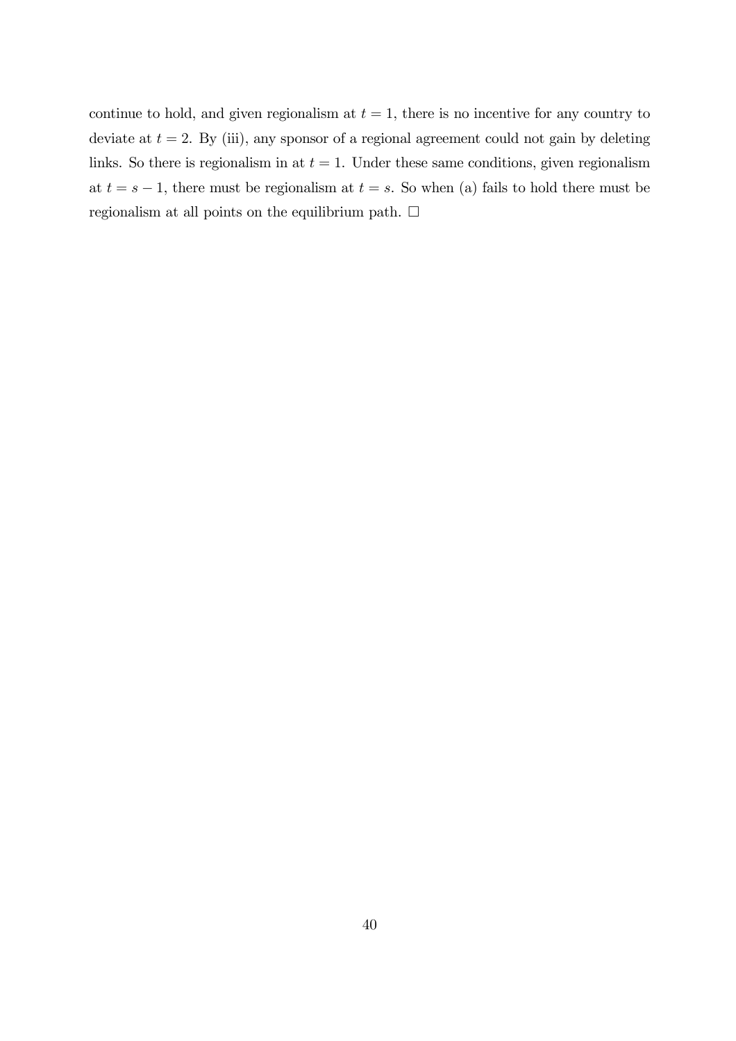continue to hold, and given regionalism at $t = 1$, there is no incentive for any country to deviate at $t = 2$. By (iii), any sponsor of a regional agreement could not gain by deleting links. So there is regionalism in at $t = 1$. Under these same conditions, given regionalism at $t = s - 1$, there must be regionalism at $t = s$. So when (a) fails to hold there must be regionalism at all points on the equilibrium path. □